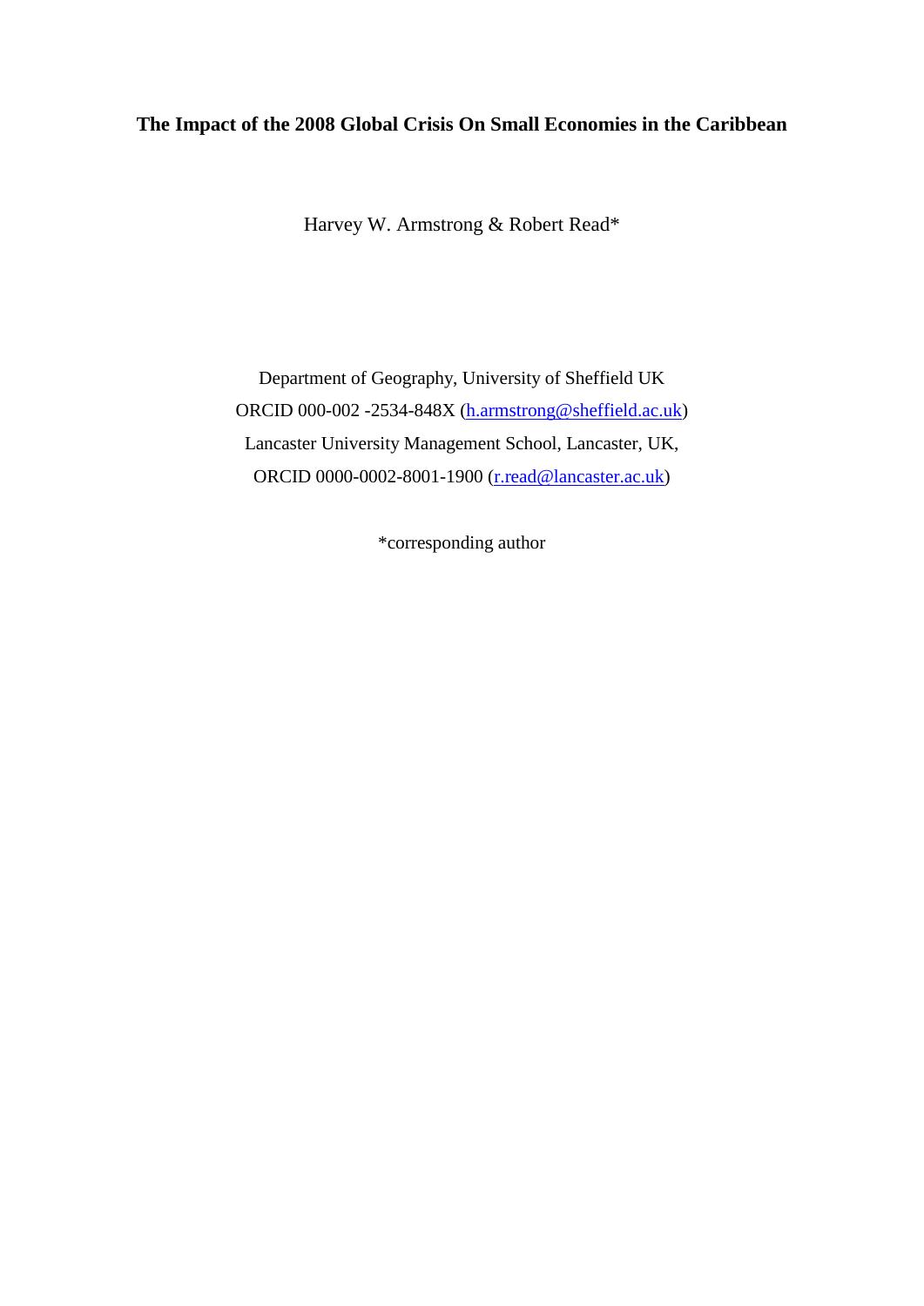**The Impact of the 2008 Global Crisis On Small Economies in the Caribbean**

Harvey W. Armstrong & Robert Read*

Department of Geography, University of Sheffield UK

ORCID 000-002 -2534-848X (h.armstrong@sheffield.ac.uk)

Lancaster University Management School, Lancaster, UK,

ORCID 0000-0002-8001-1900 (r.read@lancaster.ac.uk)

*corresponding author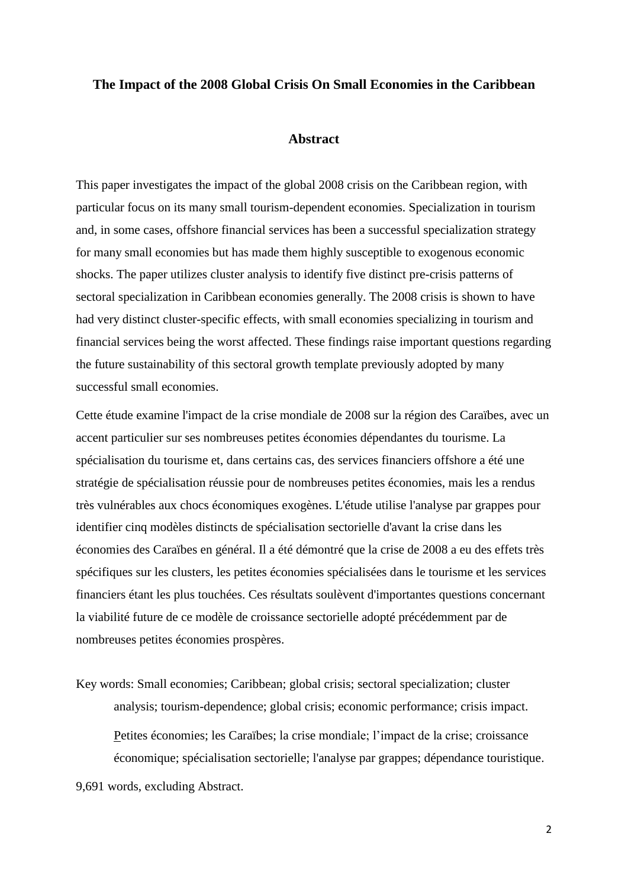# The Impact of the 2008 Global Crisis On Small Economies in the Caribbean

## Abstract

This paper investigates the impact of the global 2008 crisis on the Caribbean region, with particular focus on its many small tourism-dependent economies. Specialization in tourism and, in some cases, offshore financial services has been a successful specialization strategy for many small economies but has made them highly susceptible to exogenous economic shocks. The paper utilizes cluster analysis to identify five distinct pre-crisis patterns of sectoral specialization in Caribbean economies generally. The 2008 crisis is shown to have had very distinct cluster-specific effects, with small economies specializing in tourism and financial services being the worst affected. These findings raise important questions regarding the future sustainability of this sectoral growth template previously adopted by many successful small economies.

Cette étude examine l'impact de la crise mondiale de 2008 sur la région des Caraïbes, avec un accent particulier sur ses nombreuses petites économies dépendantes du tourisme. La spécialisation du tourisme et, dans certains cas, des services financiers offshore a été une stratégie de spécialisation réussie pour de nombreuses petites économies, mais les a rendus très vulnérables aux chocs économiques exogènes. L'étude utilise l'analyse par grappes pour identifier cinq modèles distincts de spécialisation sectorielle d'avant la crise dans les économies des Caraïbes en général. Il a été démontré que la crise de 2008 a eu des effets très spécifiques sur les clusters, les petites économies spécialisées dans le tourisme et les services financiers étant les plus touchées. Ces résultats soulèvent d'importantes questions concernant la viabilité future de ce modèle de croissance sectorielle adopté précédemment par de nombreuses petites économies prospères.

Key words: Small economies; Caribbean; global crisis; sectoral specialization; cluster analysis; tourism-dependence; global crisis; economic performance; crisis impact.

Petites économies; les Caraïbes; la crise mondiale; l'impact de la crise; croissance économique; spécialisation sectorielle; l'analyse par grappes; dépendance touristique.

9,691 words, excluding Abstract.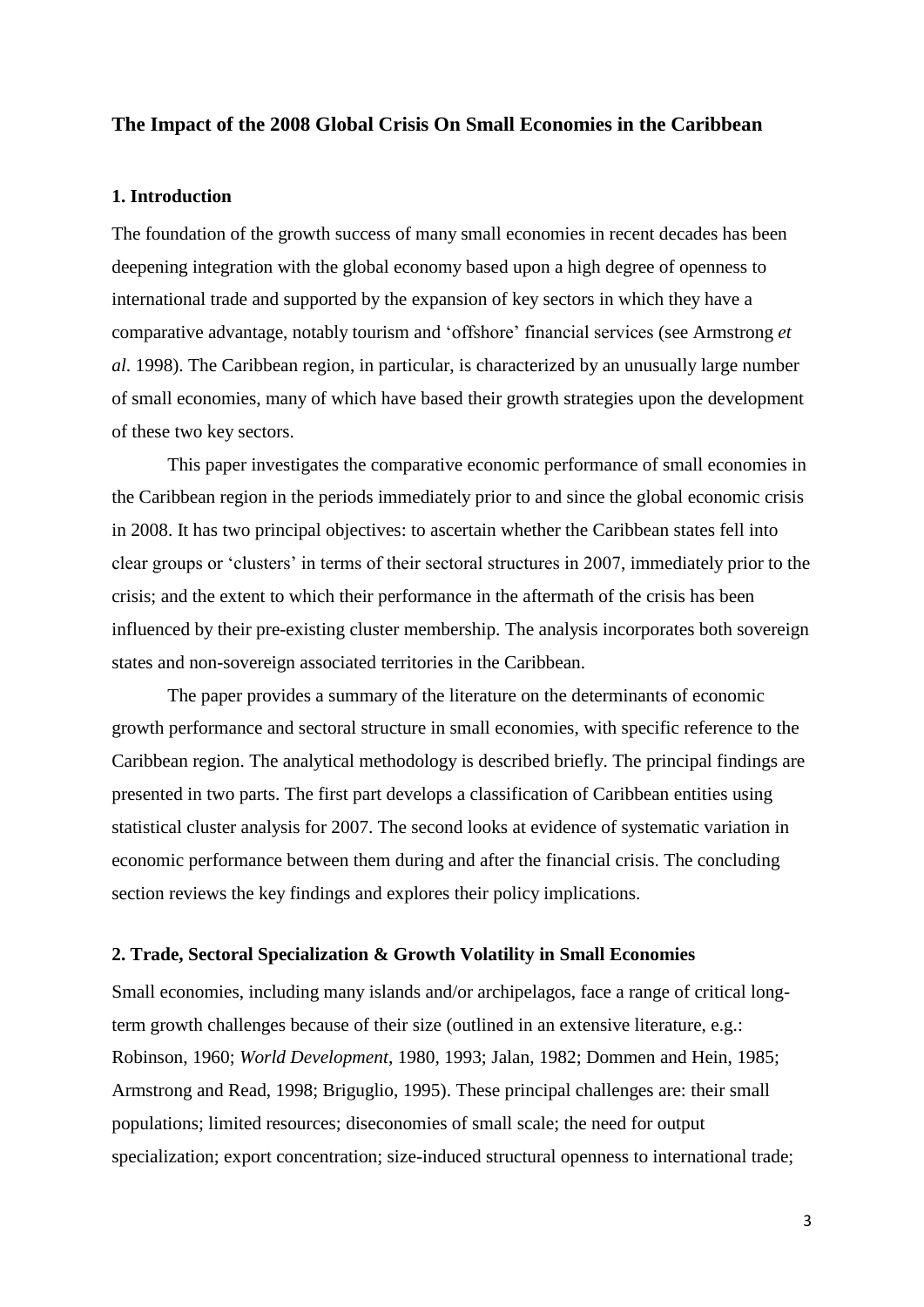## The Impact of the 2008 Global Crisis On Small Economies in the Caribbean

### 1. Introduction

The foundation of the growth success of many small economies in recent decades has been deepening integration with the global economy based upon a high degree of openness to international trade and supported by the expansion of key sectors in which they have a comparative advantage, notably tourism and 'offshore' financial services (see Armstrong *et al*. 1998). The Caribbean region, in particular, is characterized by an unusually large number of small economies, many of which have based their growth strategies upon the development of these two key sectors.

This paper investigates the comparative economic performance of small economies in the Caribbean region in the periods immediately prior to and since the global economic crisis in 2008. It has two principal objectives: to ascertain whether the Caribbean states fell into clear groups or 'clusters' in terms of their sectoral structures in 2007, immediately prior to the crisis; and the extent to which their performance in the aftermath of the crisis has been influenced by their pre-existing cluster membership. The analysis incorporates both sovereign states and non-sovereign associated territories in the Caribbean.

The paper provides a summary of the literature on the determinants of economic growth performance and sectoral structure in small economies, with specific reference to the Caribbean region. The analytical methodology is described briefly. The principal findings are presented in two parts. The first part develops a classification of Caribbean entities using statistical cluster analysis for 2007. The second looks at evidence of systematic variation in economic performance between them during and after the financial crisis. The concluding section reviews the key findings and explores their policy implications.

### 2. Trade, Sectoral Specialization & Growth Volatility in Small Economies

Small economies, including many islands and/or archipelagos, face a range of critical long-term growth challenges because of their size (outlined in an extensive literature, e.g.: Robinson, 1960; *World Development*, 1980, 1993; Jalan, 1982; Dommen and Hein, 1985; Armstrong and Read, 1998; Briguglio, 1995). These principal challenges are: their small populations; limited resources; diseconomies of small scale; the need for output specialization; export concentration; size-induced structural openness to international trade;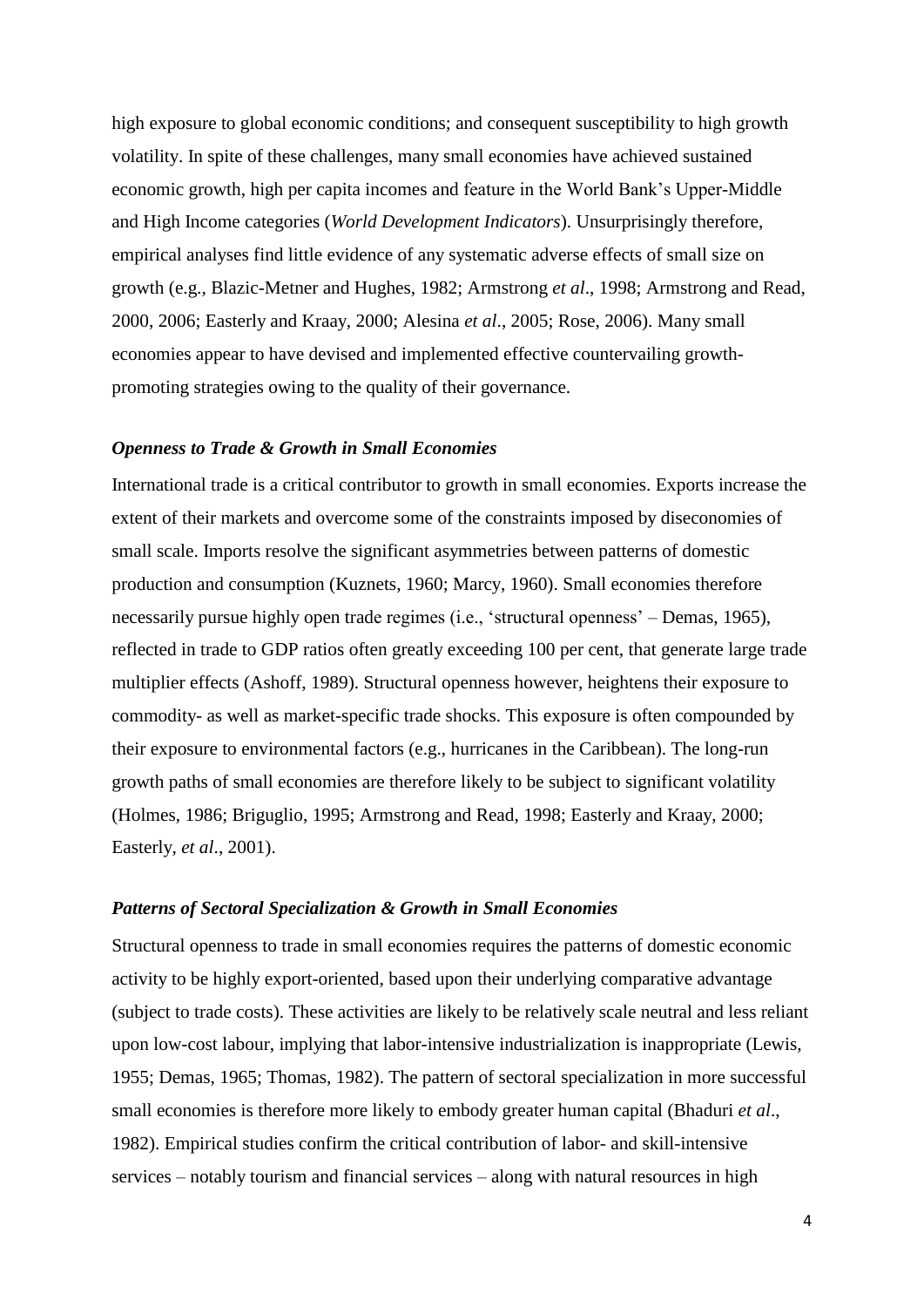high exposure to global economic conditions; and consequent susceptibility to high growth volatility. In spite of these challenges, many small economies have achieved sustained economic growth, high per capita incomes and feature in the World Bank's Upper-Middle and High Income categories (*World Development Indicators*). Unsurprisingly therefore, empirical analyses find little evidence of any systematic adverse effects of small size on growth (e.g., Blazic-Metner and Hughes, 1982; Armstrong *et al*., 1998; Armstrong and Read, 2000, 2006; Easterly and Kraay, 2000; Alesina *et al*., 2005; Rose, 2006). Many small economies appear to have devised and implemented effective countervailing growth-promoting strategies owing to the quality of their governance.

### *Openness to Trade & Growth in Small Economies*

International trade is a critical contributor to growth in small economies. Exports increase the extent of their markets and overcome some of the constraints imposed by diseconomies of small scale. Imports resolve the significant asymmetries between patterns of domestic production and consumption (Kuznets, 1960; Marcy, 1960). Small economies therefore necessarily pursue highly open trade regimes (i.e., 'structural openness' – Demas, 1965), reflected in trade to GDP ratios often greatly exceeding 100 per cent, that generate large trade multiplier effects (Ashoff, 1989). Structural openness however, heightens their exposure to commodity- as well as market-specific trade shocks. This exposure is often compounded by their exposure to environmental factors (e.g., hurricanes in the Caribbean). The long-run growth paths of small economies are therefore likely to be subject to significant volatility (Holmes, 1986; Briguglio, 1995; Armstrong and Read, 1998; Easterly and Kraay, 2000; Easterly, *et al*., 2001).

### *Patterns of Sectoral Specialization & Growth in Small Economies*

Structural openness to trade in small economies requires the patterns of domestic economic activity to be highly export-oriented, based upon their underlying comparative advantage (subject to trade costs). These activities are likely to be relatively scale neutral and less reliant upon low-cost labour, implying that labor-intensive industrialization is inappropriate (Lewis, 1955; Demas, 1965; Thomas, 1982). The pattern of sectoral specialization in more successful small economies is therefore more likely to embody greater human capital (Bhaduri *et al*., 1982). Empirical studies confirm the critical contribution of labor- and skill-intensive services – notably tourism and financial services – along with natural resources in high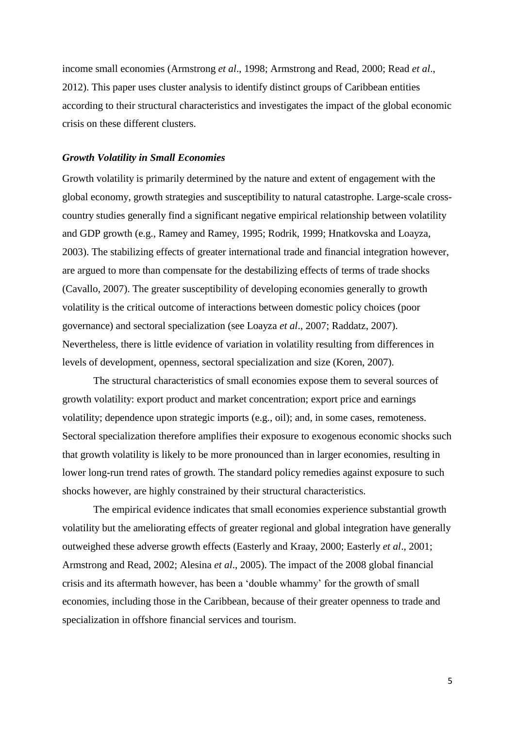income small economies (Armstrong *et al*., 1998; Armstrong and Read, 2000; Read *et al*., 2012). This paper uses cluster analysis to identify distinct groups of Caribbean entities according to their structural characteristics and investigates the impact of the global economic crisis on these different clusters.

### *Growth Volatility in Small Economies*

Growth volatility is primarily determined by the nature and extent of engagement with the global economy, growth strategies and susceptibility to natural catastrophe. Large-scale cross-country studies generally find a significant negative empirical relationship between volatility and GDP growth (e.g., Ramey and Ramey, 1995; Rodrik, 1999; Hnatkovska and Loayza, 2003). The stabilizing effects of greater international trade and financial integration however, are argued to more than compensate for the destabilizing effects of terms of trade shocks (Cavallo, 2007). The greater susceptibility of developing economies generally to growth volatility is the critical outcome of interactions between domestic policy choices (poor governance) and sectoral specialization (see Loayza *et al*., 2007; Raddatz, 2007). Nevertheless, there is little evidence of variation in volatility resulting from differences in levels of development, openness, sectoral specialization and size (Koren, 2007).

The structural characteristics of small economies expose them to several sources of growth volatility: export product and market concentration; export price and earnings volatility; dependence upon strategic imports (e.g., oil); and, in some cases, remoteness. Sectoral specialization therefore amplifies their exposure to exogenous economic shocks such that growth volatility is likely to be more pronounced than in larger economies, resulting in lower long-run trend rates of growth. The standard policy remedies against exposure to such shocks however, are highly constrained by their structural characteristics.

The empirical evidence indicates that small economies experience substantial growth volatility but the ameliorating effects of greater regional and global integration have generally outweighed these adverse growth effects (Easterly and Kraay, 2000; Easterly *et al*., 2001; Armstrong and Read, 2002; Alesina *et al*., 2005). The impact of the 2008 global financial crisis and its aftermath however, has been a 'double whammy' for the growth of small economies, including those in the Caribbean, because of their greater openness to trade and specialization in offshore financial services and tourism.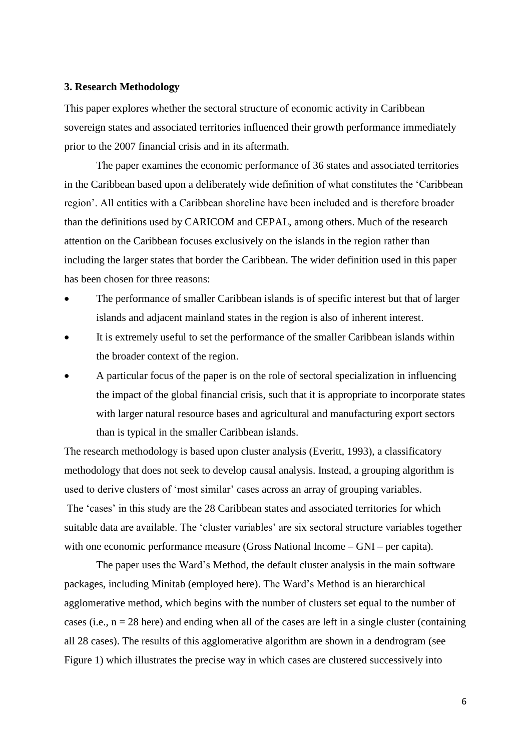### 3. Research Methodology

This paper explores whether the sectoral structure of economic activity in Caribbean sovereign states and associated territories influenced their growth performance immediately prior to the 2007 financial crisis and in its aftermath.

The paper examines the economic performance of 36 states and associated territories in the Caribbean based upon a deliberately wide definition of what constitutes the 'Caribbean region'. All entities with a Caribbean shoreline have been included and is therefore broader than the definitions used by CARICOM and CEPAL, among others. Much of the research attention on the Caribbean focuses exclusively on the islands in the region rather than including the larger states that border the Caribbean. The wider definition used in this paper has been chosen for three reasons:

- The performance of smaller Caribbean islands is of specific interest but that of larger islands and adjacent mainland states in the region is also of inherent interest.
- It is extremely useful to set the performance of the smaller Caribbean islands within the broader context of the region.
- A particular focus of the paper is on the role of sectoral specialization in influencing the impact of the global financial crisis, such that it is appropriate to incorporate states with larger natural resource bases and agricultural and manufacturing export sectors than is typical in the smaller Caribbean islands.

The research methodology is based upon cluster analysis (Everitt, 1993), a classificatory methodology that does not seek to develop causal analysis. Instead, a grouping algorithm is used to derive clusters of 'most similar' cases across an array of grouping variables. The 'cases' in this study are the 28 Caribbean states and associated territories for which suitable data are available. The 'cluster variables' are six sectoral structure variables together with one economic performance measure (Gross National Income – GNI – per capita).

The paper uses the Ward's Method, the default cluster analysis in the main software packages, including Minitab (employed here). The Ward's Method is an hierarchical agglomerative method, which begins with the number of clusters set equal to the number of cases (i.e., n = 28 here) and ending when all of the cases are left in a single cluster (containing all 28 cases). The results of this agglomerative algorithm are shown in a dendrogram (see Figure 1) which illustrates the precise way in which cases are clustered successively into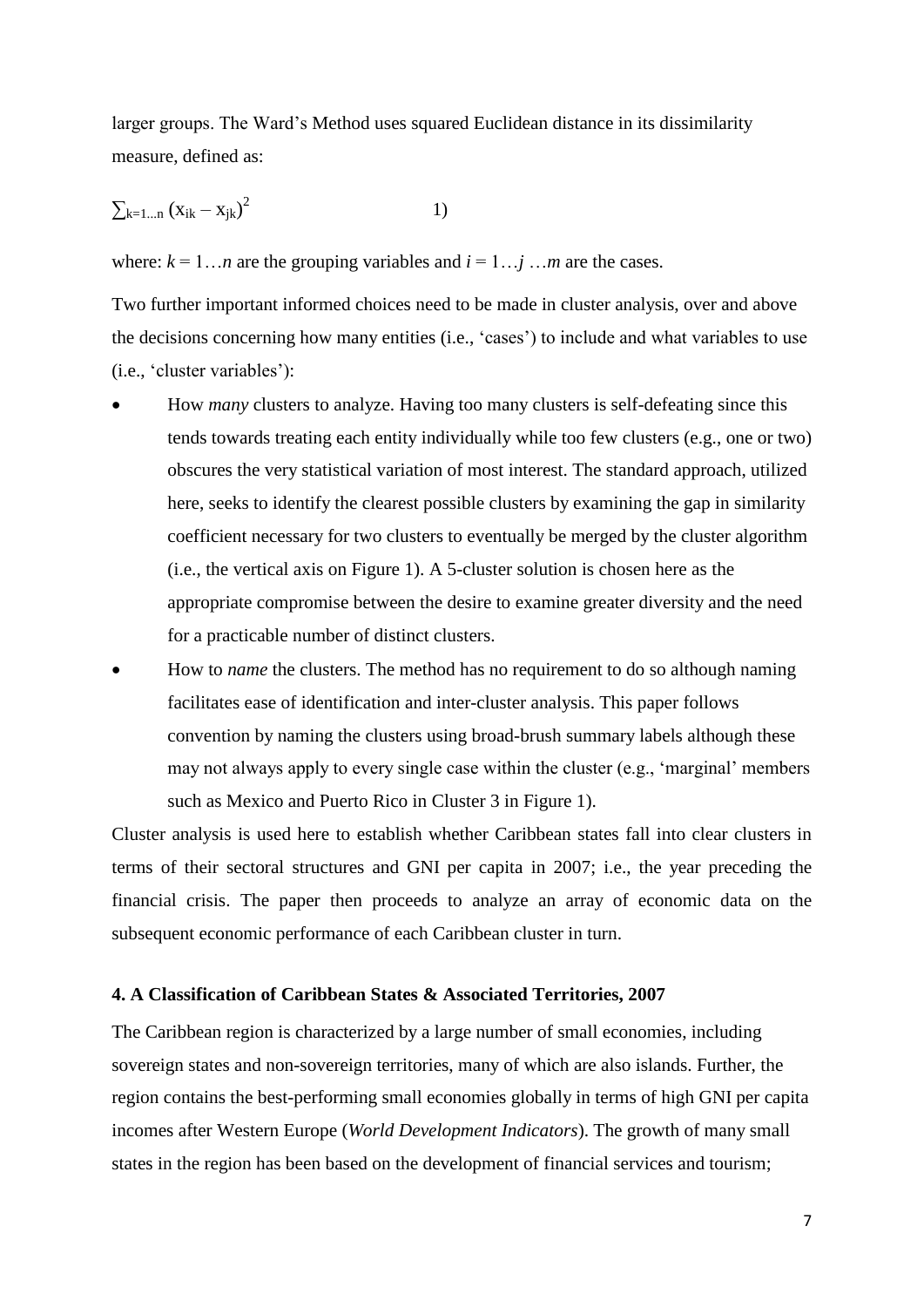larger groups. The Ward's Method uses squared Euclidean distance in its dissimilarity measure, defined as:

$$\sum_{k=1\ldots n} (x_{ik} - x_{jk})^2 \qquad 1)$$

where: $k = 1\ldots n$ are the grouping variables and $i = 1\ldots j \ldots m$ are the cases.

Two further important informed choices need to be made in cluster analysis, over and above the decisions concerning how many entities (i.e., 'cases') to include and what variables to use (i.e., 'cluster variables'):

- How *many* clusters to analyze. Having too many clusters is self-defeating since this tends towards treating each entity individually while too few clusters (e.g., one or two) obscures the very statistical variation of most interest. The standard approach, utilized here, seeks to identify the clearest possible clusters by examining the gap in similarity coefficient necessary for two clusters to eventually be merged by the cluster algorithm (i.e., the vertical axis on Figure 1). A 5-cluster solution is chosen here as the appropriate compromise between the desire to examine greater diversity and the need for a practicable number of distinct clusters.
- How to *name* the clusters. The method has no requirement to do so although naming facilitates ease of identification and inter-cluster analysis. This paper follows convention by naming the clusters using broad-brush summary labels although these may not always apply to every single case within the cluster (e.g., 'marginal' members such as Mexico and Puerto Rico in Cluster 3 in Figure 1).

Cluster analysis is used here to establish whether Caribbean states fall into clear clusters in terms of their sectoral structures and GNI per capita in 2007; i.e., the year preceding the financial crisis. The paper then proceeds to analyze an array of economic data on the subsequent economic performance of each Caribbean cluster in turn.

#### 4. A Classification of Caribbean States & Associated Territories, 2007

The Caribbean region is characterized by a large number of small economies, including sovereign states and non-sovereign territories, many of which are also islands. Further, the region contains the best-performing small economies globally in terms of high GNI per capita incomes after Western Europe (*World Development Indicators*). The growth of many small states in the region has been based on the development of financial services and tourism;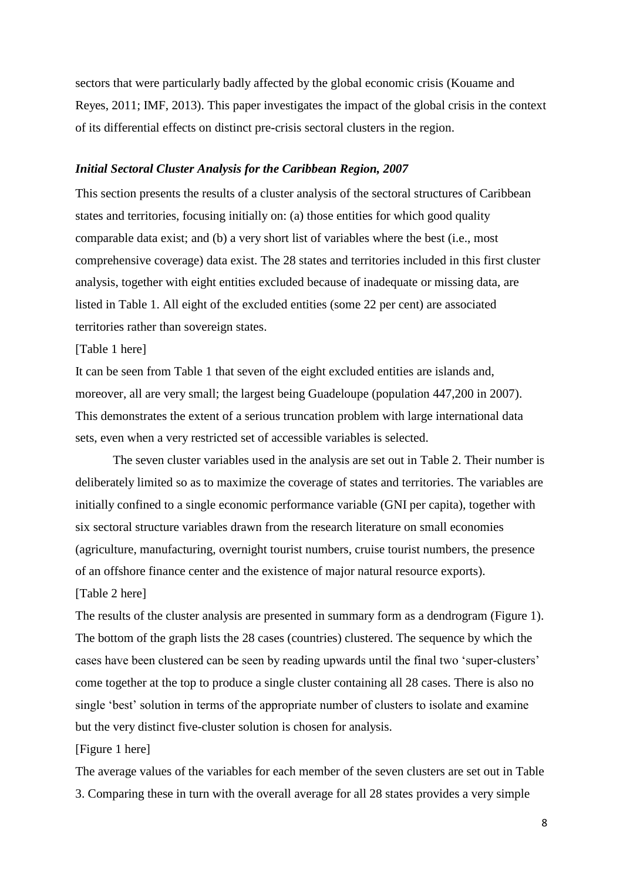sectors that were particularly badly affected by the global economic crisis (Kouame and Reyes, 2011; IMF, 2013). This paper investigates the impact of the global crisis in the context of its differential effects on distinct pre-crisis sectoral clusters in the region.

### *Initial Sectoral Cluster Analysis for the Caribbean Region, 2007*

This section presents the results of a cluster analysis of the sectoral structures of Caribbean states and territories, focusing initially on: (a) those entities for which good quality comparable data exist; and (b) a very short list of variables where the best (i.e., most comprehensive coverage) data exist. The 28 states and territories included in this first cluster analysis, together with eight entities excluded because of inadequate or missing data, are listed in Table 1. All eight of the excluded entities (some 22 per cent) are associated territories rather than sovereign states.

[Table 1 here]

It can be seen from Table 1 that seven of the eight excluded entities are islands and, moreover, all are very small; the largest being Guadeloupe (population 447,200 in 2007). This demonstrates the extent of a serious truncation problem with large international data sets, even when a very restricted set of accessible variables is selected.

The seven cluster variables used in the analysis are set out in Table 2. Their number is deliberately limited so as to maximize the coverage of states and territories. The variables are initially confined to a single economic performance variable (GNI per capita), together with six sectoral structure variables drawn from the research literature on small economies (agriculture, manufacturing, overnight tourist numbers, cruise tourist numbers, the presence of an offshore finance center and the existence of major natural resource exports).

[Table 2 here]

The results of the cluster analysis are presented in summary form as a dendrogram (Figure 1). The bottom of the graph lists the 28 cases (countries) clustered. The sequence by which the cases have been clustered can be seen by reading upwards until the final two 'super-clusters' come together at the top to produce a single cluster containing all 28 cases. There is also no single 'best' solution in terms of the appropriate number of clusters to isolate and examine but the very distinct five-cluster solution is chosen for analysis.

[Figure 1 here]

The average values of the variables for each member of the seven clusters are set out in Table 3. Comparing these in turn with the overall average for all 28 states provides a very simple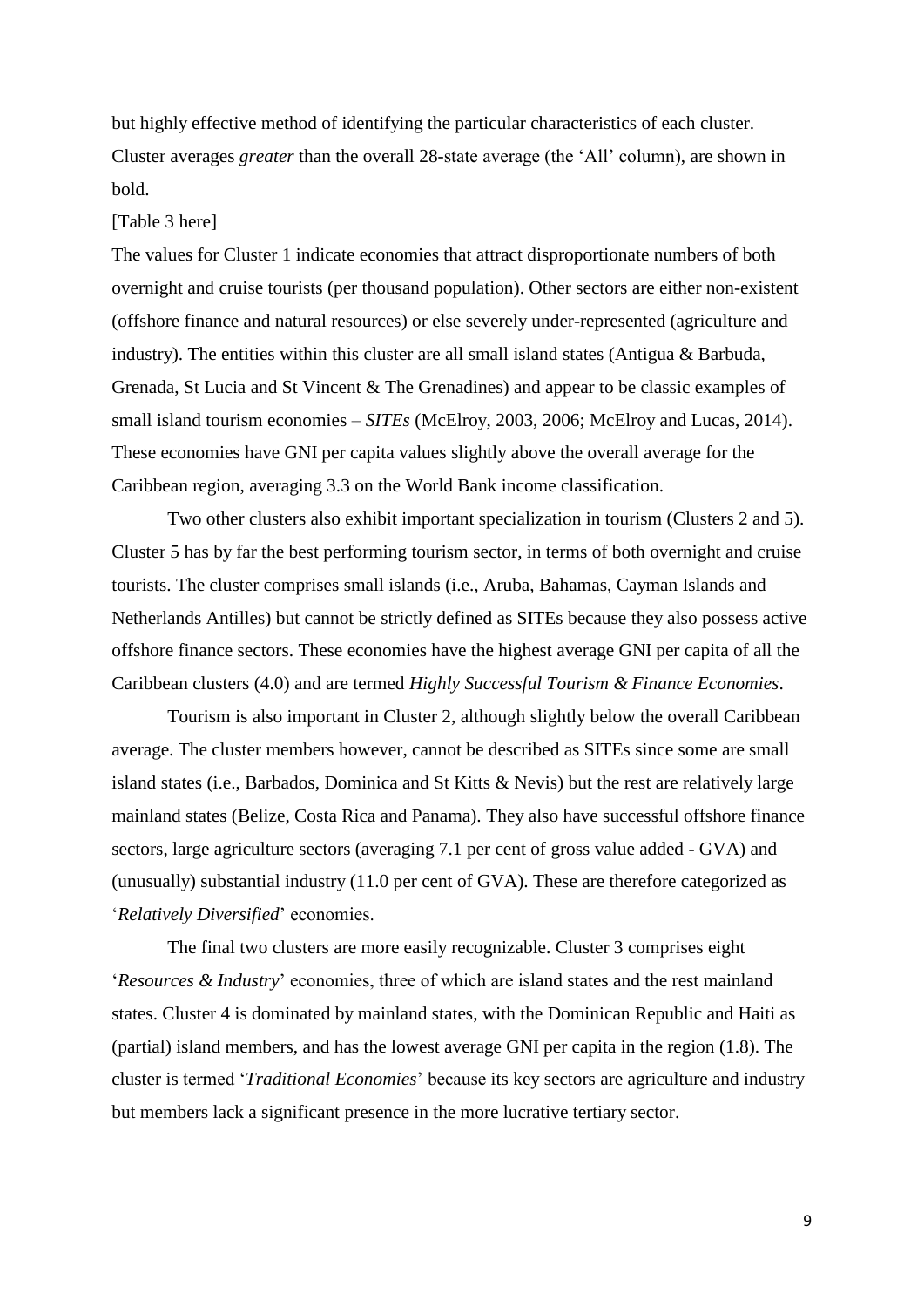but highly effective method of identifying the particular characteristics of each cluster. Cluster averages *greater* than the overall 28-state average (the 'All' column), are shown in bold.

[Table 3 here]

The values for Cluster 1 indicate economies that attract disproportionate numbers of both overnight and cruise tourists (per thousand population). Other sectors are either non-existent (offshore finance and natural resources) or else severely under-represented (agriculture and industry). The entities within this cluster are all small island states (Antigua & Barbuda, Grenada, St Lucia and St Vincent & The Grenadines) and appear to be classic examples of small island tourism economies – *SITEs* (McElroy, 2003, 2006; McElroy and Lucas, 2014). These economies have GNI per capita values slightly above the overall average for the Caribbean region, averaging 3.3 on the World Bank income classification.

Two other clusters also exhibit important specialization in tourism (Clusters 2 and 5). Cluster 5 has by far the best performing tourism sector, in terms of both overnight and cruise tourists. The cluster comprises small islands (i.e., Aruba, Bahamas, Cayman Islands and Netherlands Antilles) but cannot be strictly defined as SITEs because they also possess active offshore finance sectors. These economies have the highest average GNI per capita of all the Caribbean clusters (4.0) and are termed *Highly Successful Tourism & Finance Economies*.

Tourism is also important in Cluster 2, although slightly below the overall Caribbean average. The cluster members however, cannot be described as SITEs since some are small island states (i.e., Barbados, Dominica and St Kitts & Nevis) but the rest are relatively large mainland states (Belize, Costa Rica and Panama). They also have successful offshore finance sectors, large agriculture sectors (averaging 7.1 per cent of gross value added - GVA) and (unusually) substantial industry (11.0 per cent of GVA). These are therefore categorized as '*Relatively Diversified*' economies.

The final two clusters are more easily recognizable. Cluster 3 comprises eight '*Resources & Industry*' economies, three of which are island states and the rest mainland states. Cluster 4 is dominated by mainland states, with the Dominican Republic and Haiti as (partial) island members, and has the lowest average GNI per capita in the region (1.8). The cluster is termed '*Traditional Economies*' because its key sectors are agriculture and industry but members lack a significant presence in the more lucrative tertiary sector.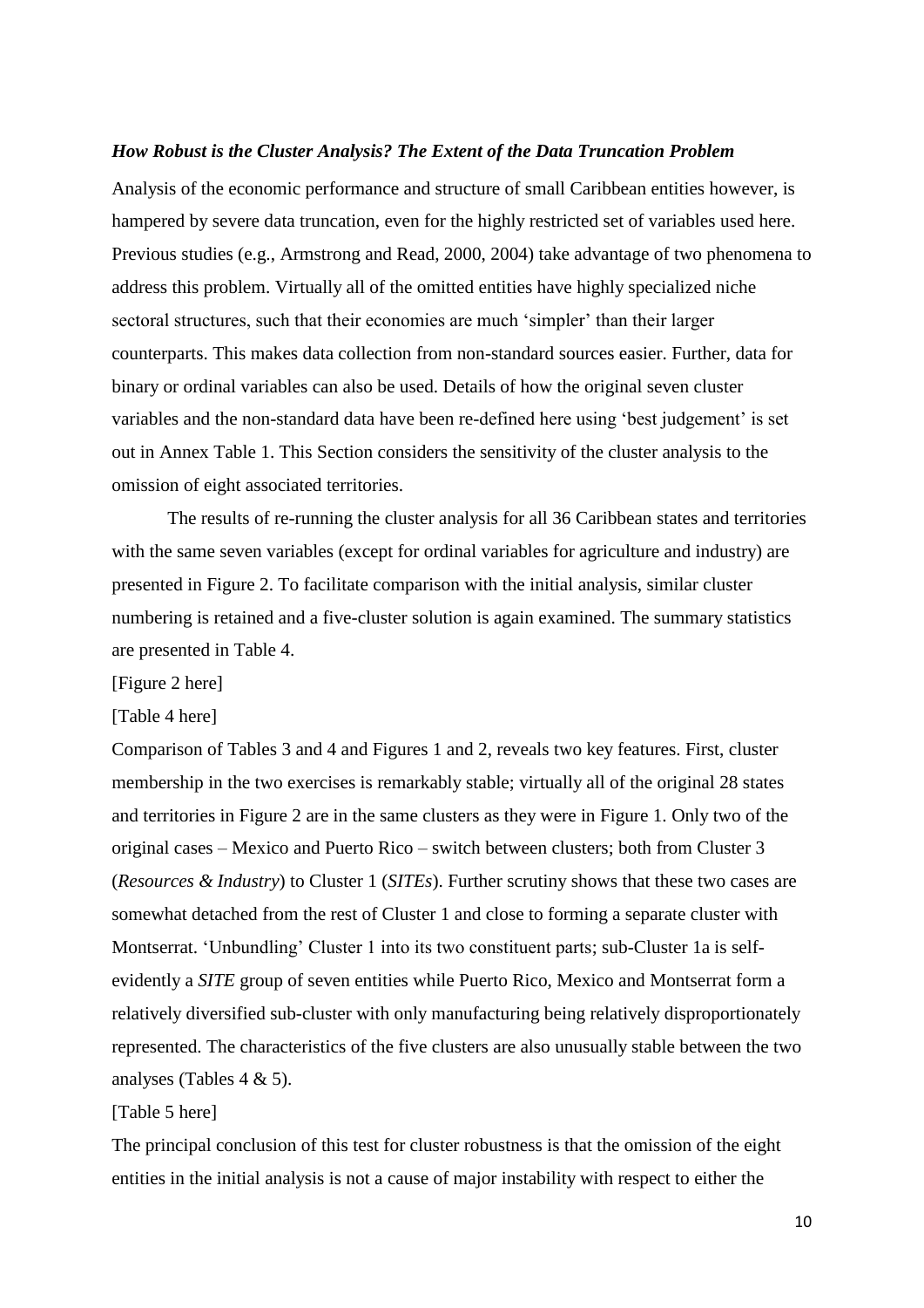***How Robust is the Cluster Analysis? The Extent of the Data Truncation Problem***

Analysis of the economic performance and structure of small Caribbean entities however, is hampered by severe data truncation, even for the highly restricted set of variables used here. Previous studies (e.g., Armstrong and Read, 2000, 2004) take advantage of two phenomena to address this problem. Virtually all of the omitted entities have highly specialized niche sectoral structures, such that their economies are much 'simpler' than their larger counterparts. This makes data collection from non-standard sources easier. Further, data for binary or ordinal variables can also be used. Details of how the original seven cluster variables and the non-standard data have been re-defined here using 'best judgement' is set out in Annex Table 1. This Section considers the sensitivity of the cluster analysis to the omission of eight associated territories.

The results of re-running the cluster analysis for all 36 Caribbean states and territories with the same seven variables (except for ordinal variables for agriculture and industry) are presented in Figure 2. To facilitate comparison with the initial analysis, similar cluster numbering is retained and a five-cluster solution is again examined. The summary statistics are presented in Table 4.

[Figure 2 here]

[Table 4 here]

Comparison of Tables 3 and 4 and Figures 1 and 2, reveals two key features. First, cluster membership in the two exercises is remarkably stable; virtually all of the original 28 states and territories in Figure 2 are in the same clusters as they were in Figure 1. Only two of the original cases – Mexico and Puerto Rico – switch between clusters; both from Cluster 3 (*Resources & Industry*) to Cluster 1 (*SITEs*). Further scrutiny shows that these two cases are somewhat detached from the rest of Cluster 1 and close to forming a separate cluster with Montserrat. 'Unbundling' Cluster 1 into its two constituent parts; sub-Cluster 1a is self-evidently a *SITE* group of seven entities while Puerto Rico, Mexico and Montserrat form a relatively diversified sub-cluster with only manufacturing being relatively disproportionately represented. The characteristics of the five clusters are also unusually stable between the two analyses (Tables 4 & 5).

[Table 5 here]

The principal conclusion of this test for cluster robustness is that the omission of the eight entities in the initial analysis is not a cause of major instability with respect to either the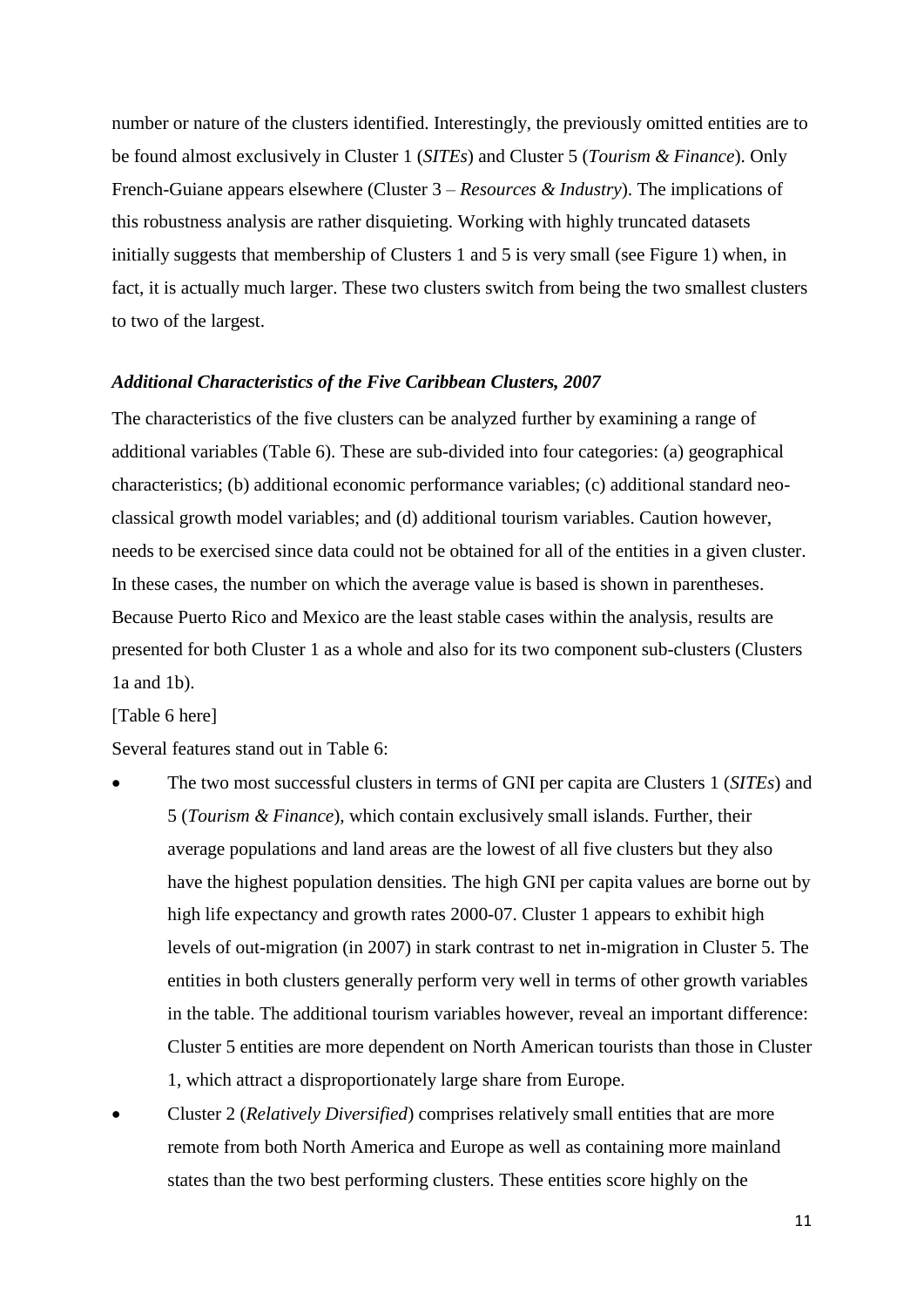number or nature of the clusters identified. Interestingly, the previously omitted entities are to be found almost exclusively in Cluster 1 (*SITEs*) and Cluster 5 (*Tourism & Finance*). Only French-Guiane appears elsewhere (Cluster 3 – *Resources & Industry*). The implications of this robustness analysis are rather disquieting. Working with highly truncated datasets initially suggests that membership of Clusters 1 and 5 is very small (see Figure 1) when, in fact, it is actually much larger. These two clusters switch from being the two smallest clusters to two of the largest.

### *Additional Characteristics of the Five Caribbean Clusters, 2007*

The characteristics of the five clusters can be analyzed further by examining a range of additional variables (Table 6). These are sub-divided into four categories: (a) geographical characteristics; (b) additional economic performance variables; (c) additional standard neo-classical growth model variables; and (d) additional tourism variables. Caution however, needs to be exercised since data could not be obtained for all of the entities in a given cluster. In these cases, the number on which the average value is based is shown in parentheses. Because Puerto Rico and Mexico are the least stable cases within the analysis, results are presented for both Cluster 1 as a whole and also for its two component sub-clusters (Clusters 1a and 1b).

[Table 6 here]

Several features stand out in Table 6:

- The two most successful clusters in terms of GNI per capita are Clusters 1 (*SITEs*) and 5 (*Tourism & Finance*), which contain exclusively small islands. Further, their average populations and land areas are the lowest of all five clusters but they also have the highest population densities. The high GNI per capita values are borne out by high life expectancy and growth rates 2000-07. Cluster 1 appears to exhibit high levels of out-migration (in 2007) in stark contrast to net in-migration in Cluster 5. The entities in both clusters generally perform very well in terms of other growth variables in the table. The additional tourism variables however, reveal an important difference: Cluster 5 entities are more dependent on North American tourists than those in Cluster 1, which attract a disproportionately large share from Europe.
- Cluster 2 (*Relatively Diversified*) comprises relatively small entities that are more remote from both North America and Europe as well as containing more mainland states than the two best performing clusters. These entities score highly on the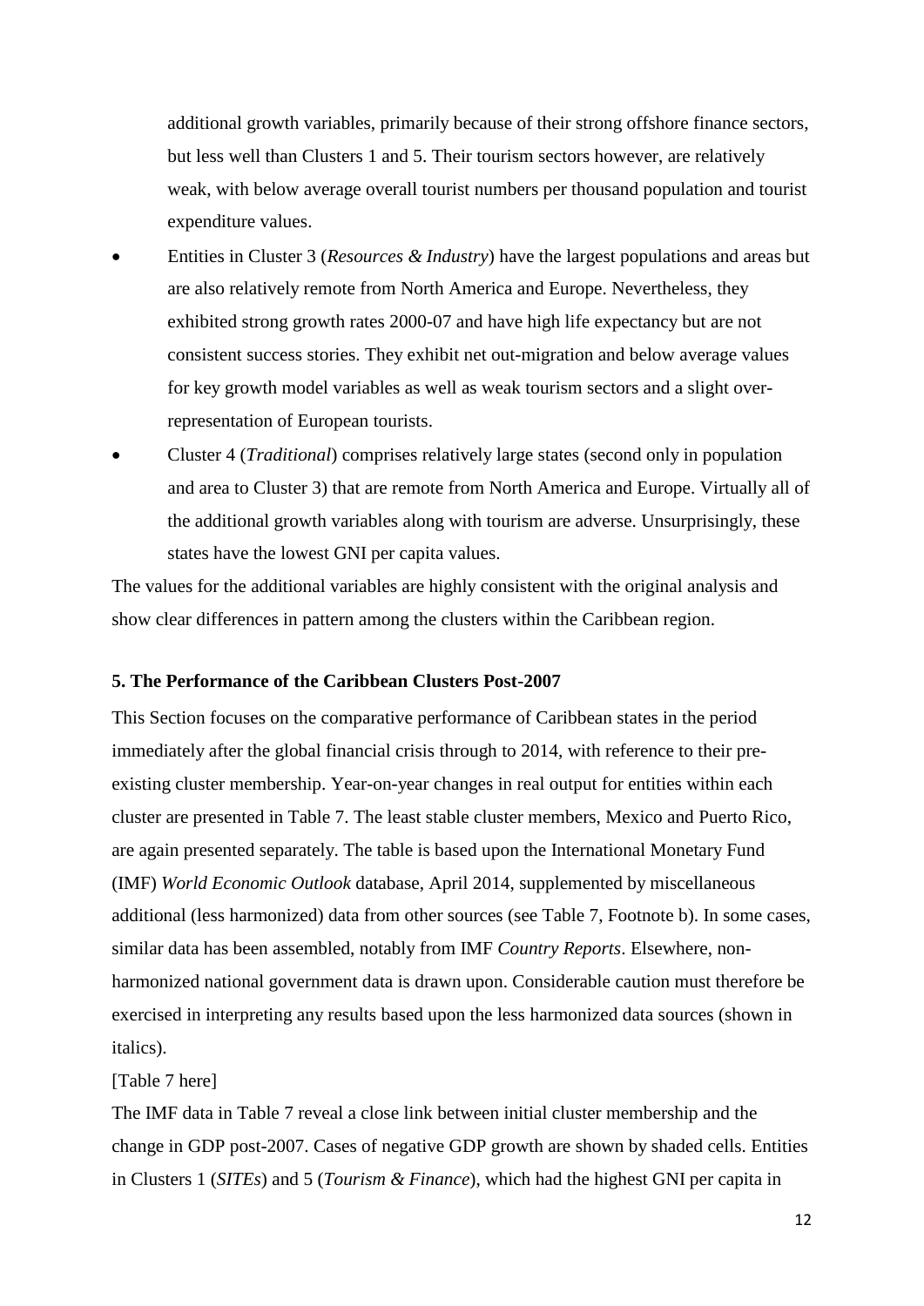additional growth variables, primarily because of their strong offshore finance sectors, but less well than Clusters 1 and 5. Their tourism sectors however, are relatively weak, with below average overall tourist numbers per thousand population and tourist expenditure values.

- Entities in Cluster 3 (*Resources & Industry*) have the largest populations and areas but are also relatively remote from North America and Europe. Nevertheless, they exhibited strong growth rates 2000-07 and have high life expectancy but are not consistent success stories. They exhibit net out-migration and below average values for key growth model variables as well as weak tourism sectors and a slight over-representation of European tourists.
- Cluster 4 (*Traditional*) comprises relatively large states (second only in population and area to Cluster 3) that are remote from North America and Europe. Virtually all of the additional growth variables along with tourism are adverse. Unsurprisingly, these states have the lowest GNI per capita values.

The values for the additional variables are highly consistent with the original analysis and show clear differences in pattern among the clusters within the Caribbean region.

**5. The Performance of the Caribbean Clusters Post-2007**

This Section focuses on the comparative performance of Caribbean states in the period immediately after the global financial crisis through to 2014, with reference to their pre-existing cluster membership. Year-on-year changes in real output for entities within each cluster are presented in Table 7. The least stable cluster members, Mexico and Puerto Rico, are again presented separately. The table is based upon the International Monetary Fund (IMF) *World Economic Outlook* database, April 2014, supplemented by miscellaneous additional (less harmonized) data from other sources (see Table 7, Footnote b). In some cases, similar data has been assembled, notably from IMF *Country Reports*. Elsewhere, non-harmonized national government data is drawn upon. Considerable caution must therefore be exercised in interpreting any results based upon the less harmonized data sources (shown in italics).

[Table 7 here]

The IMF data in Table 7 reveal a close link between initial cluster membership and the change in GDP post-2007. Cases of negative GDP growth are shown by shaded cells. Entities in Clusters 1 (*SITEs*) and 5 (*Tourism & Finance*), which had the highest GNI per capita in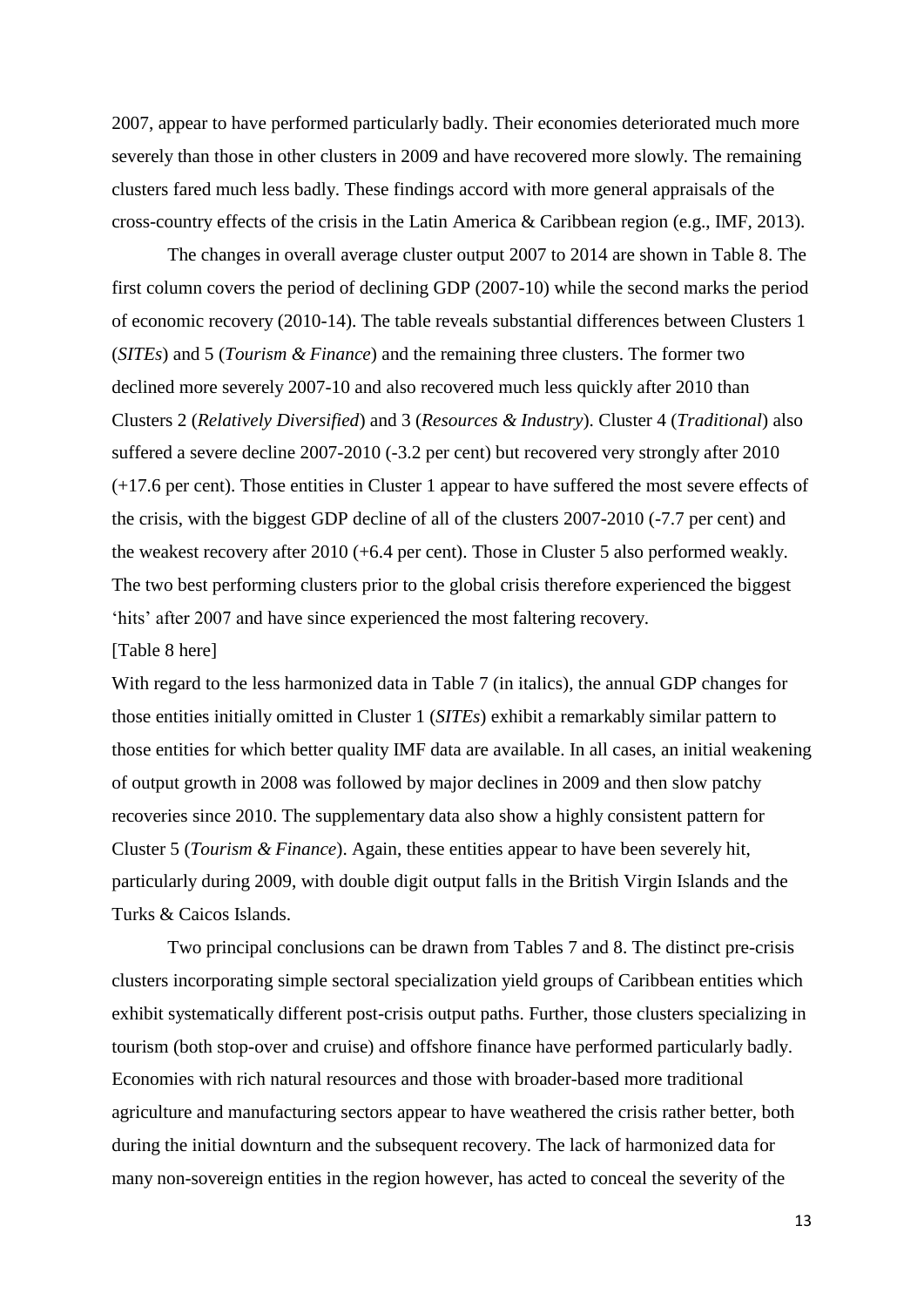2007, appear to have performed particularly badly. Their economies deteriorated much more severely than those in other clusters in 2009 and have recovered more slowly. The remaining clusters fared much less badly. These findings accord with more general appraisals of the cross-country effects of the crisis in the Latin America & Caribbean region (e.g., IMF, 2013).

The changes in overall average cluster output 2007 to 2014 are shown in Table 8. The first column covers the period of declining GDP (2007-10) while the second marks the period of economic recovery (2010-14). The table reveals substantial differences between Clusters 1 (*SITEs*) and 5 (*Tourism & Finance*) and the remaining three clusters. The former two declined more severely 2007-10 and also recovered much less quickly after 2010 than Clusters 2 (*Relatively Diversified*) and 3 (*Resources & Industry*). Cluster 4 (*Traditional*) also suffered a severe decline 2007-2010 (-3.2 per cent) but recovered very strongly after 2010 (+17.6 per cent). Those entities in Cluster 1 appear to have suffered the most severe effects of the crisis, with the biggest GDP decline of all of the clusters 2007-2010 (-7.7 per cent) and the weakest recovery after 2010 (+6.4 per cent). Those in Cluster 5 also performed weakly. The two best performing clusters prior to the global crisis therefore experienced the biggest 'hits' after 2007 and have since experienced the most faltering recovery.

[Table 8 here]

With regard to the less harmonized data in Table 7 (in italics), the annual GDP changes for those entities initially omitted in Cluster 1 (*SITEs*) exhibit a remarkably similar pattern to those entities for which better quality IMF data are available. In all cases, an initial weakening of output growth in 2008 was followed by major declines in 2009 and then slow patchy recoveries since 2010. The supplementary data also show a highly consistent pattern for Cluster 5 (*Tourism & Finance*). Again, these entities appear to have been severely hit, particularly during 2009, with double digit output falls in the British Virgin Islands and the Turks & Caicos Islands.

Two principal conclusions can be drawn from Tables 7 and 8. The distinct pre-crisis clusters incorporating simple sectoral specialization yield groups of Caribbean entities which exhibit systematically different post-crisis output paths. Further, those clusters specializing in tourism (both stop-over and cruise) and offshore finance have performed particularly badly. Economies with rich natural resources and those with broader-based more traditional agriculture and manufacturing sectors appear to have weathered the crisis rather better, both during the initial downturn and the subsequent recovery. The lack of harmonized data for many non-sovereign entities in the region however, has acted to conceal the severity of the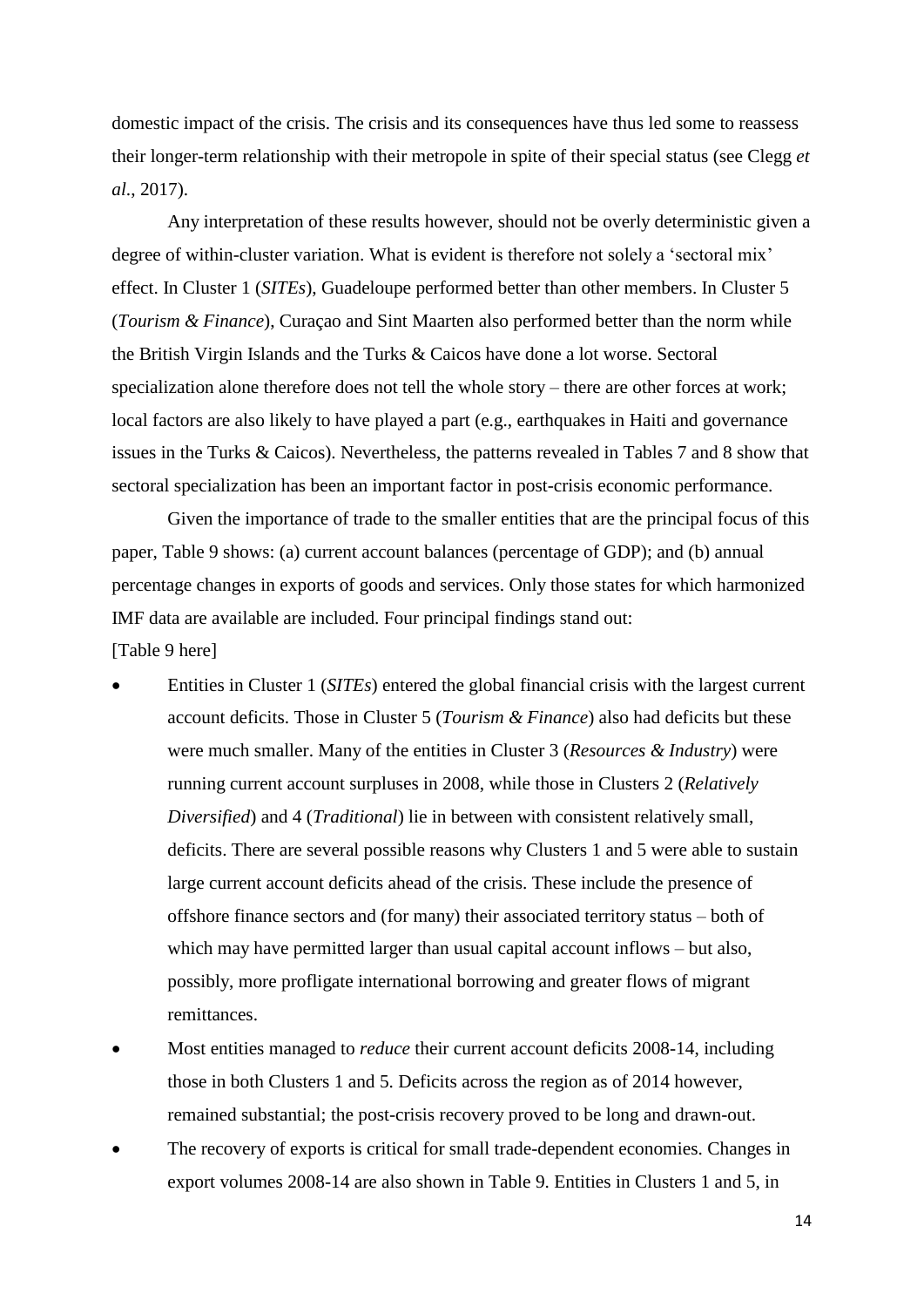domestic impact of the crisis. The crisis and its consequences have thus led some to reassess their longer-term relationship with their metropole in spite of their special status (see Clegg *et al.*, 2017).

Any interpretation of these results however, should not be overly deterministic given a degree of within-cluster variation. What is evident is therefore not solely a 'sectoral mix' effect. In Cluster 1 (*SITEs*), Guadeloupe performed better than other members. In Cluster 5 (*Tourism & Finance*), Curaçao and Sint Maarten also performed better than the norm while the British Virgin Islands and the Turks & Caicos have done a lot worse. Sectoral specialization alone therefore does not tell the whole story – there are other forces at work; local factors are also likely to have played a part (e.g., earthquakes in Haiti and governance issues in the Turks & Caicos). Nevertheless, the patterns revealed in Tables 7 and 8 show that sectoral specialization has been an important factor in post-crisis economic performance.

Given the importance of trade to the smaller entities that are the principal focus of this paper, Table 9 shows: (a) current account balances (percentage of GDP); and (b) annual percentage changes in exports of goods and services. Only those states for which harmonized IMF data are available are included. Four principal findings stand out:

[Table 9 here]

- Entities in Cluster 1 (*SITEs*) entered the global financial crisis with the largest current account deficits. Those in Cluster 5 (*Tourism & Finance*) also had deficits but these were much smaller. Many of the entities in Cluster 3 (*Resources & Industry*) were running current account surpluses in 2008, while those in Clusters 2 (*Relatively Diversified*) and 4 (*Traditional*) lie in between with consistent relatively small, deficits. There are several possible reasons why Clusters 1 and 5 were able to sustain large current account deficits ahead of the crisis. These include the presence of offshore finance sectors and (for many) their associated territory status – both of which may have permitted larger than usual capital account inflows – but also, possibly, more profligate international borrowing and greater flows of migrant remittances.
- Most entities managed to *reduce* their current account deficits 2008-14, including those in both Clusters 1 and 5. Deficits across the region as of 2014 however, remained substantial; the post-crisis recovery proved to be long and drawn-out.
- The recovery of exports is critical for small trade-dependent economies. Changes in export volumes 2008-14 are also shown in Table 9. Entities in Clusters 1 and 5, in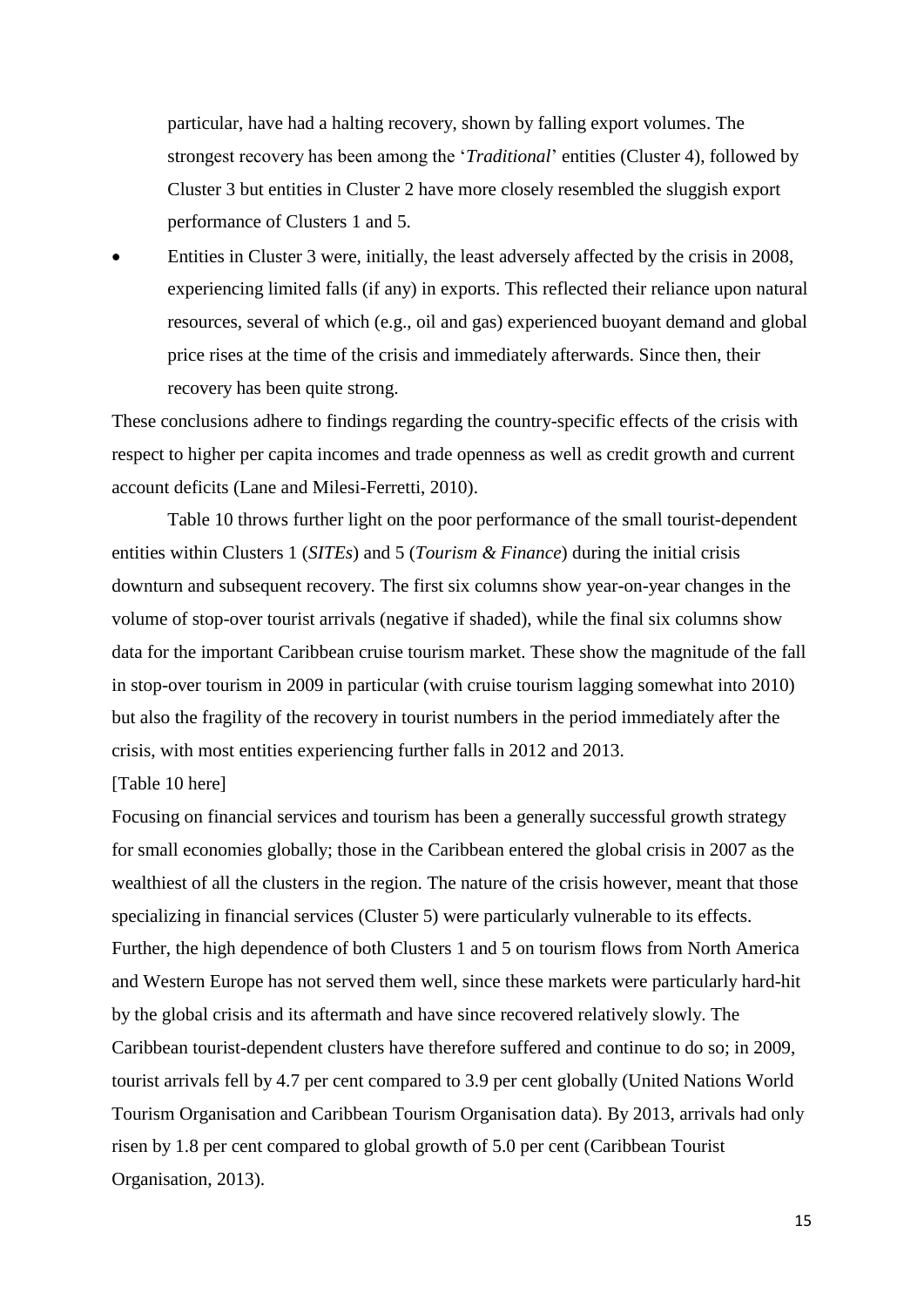particular, have had a halting recovery, shown by falling export volumes. The strongest recovery has been among the '*Traditional*' entities (Cluster 4), followed by Cluster 3 but entities in Cluster 2 have more closely resembled the sluggish export performance of Clusters 1 and 5.

- Entities in Cluster 3 were, initially, the least adversely affected by the crisis in 2008, experiencing limited falls (if any) in exports. This reflected their reliance upon natural resources, several of which (e.g., oil and gas) experienced buoyant demand and global price rises at the time of the crisis and immediately afterwards. Since then, their recovery has been quite strong.

These conclusions adhere to findings regarding the country-specific effects of the crisis with respect to higher per capita incomes and trade openness as well as credit growth and current account deficits (Lane and Milesi-Ferretti, 2010).

Table 10 throws further light on the poor performance of the small tourist-dependent entities within Clusters 1 (*SITEs*) and 5 (*Tourism & Finance*) during the initial crisis downturn and subsequent recovery. The first six columns show year-on-year changes in the volume of stop-over tourist arrivals (negative if shaded), while the final six columns show data for the important Caribbean cruise tourism market. These show the magnitude of the fall in stop-over tourism in 2009 in particular (with cruise tourism lagging somewhat into 2010) but also the fragility of the recovery in tourist numbers in the period immediately after the crisis, with most entities experiencing further falls in 2012 and 2013.

[Table 10 here]

Focusing on financial services and tourism has been a generally successful growth strategy for small economies globally; those in the Caribbean entered the global crisis in 2007 as the wealthiest of all the clusters in the region. The nature of the crisis however, meant that those specializing in financial services (Cluster 5) were particularly vulnerable to its effects. Further, the high dependence of both Clusters 1 and 5 on tourism flows from North America and Western Europe has not served them well, since these markets were particularly hard-hit by the global crisis and its aftermath and have since recovered relatively slowly. The Caribbean tourist-dependent clusters have therefore suffered and continue to do so; in 2009, tourist arrivals fell by 4.7 per cent compared to 3.9 per cent globally (United Nations World Tourism Organisation and Caribbean Tourism Organisation data). By 2013, arrivals had only risen by 1.8 per cent compared to global growth of 5.0 per cent (Caribbean Tourist Organisation, 2013).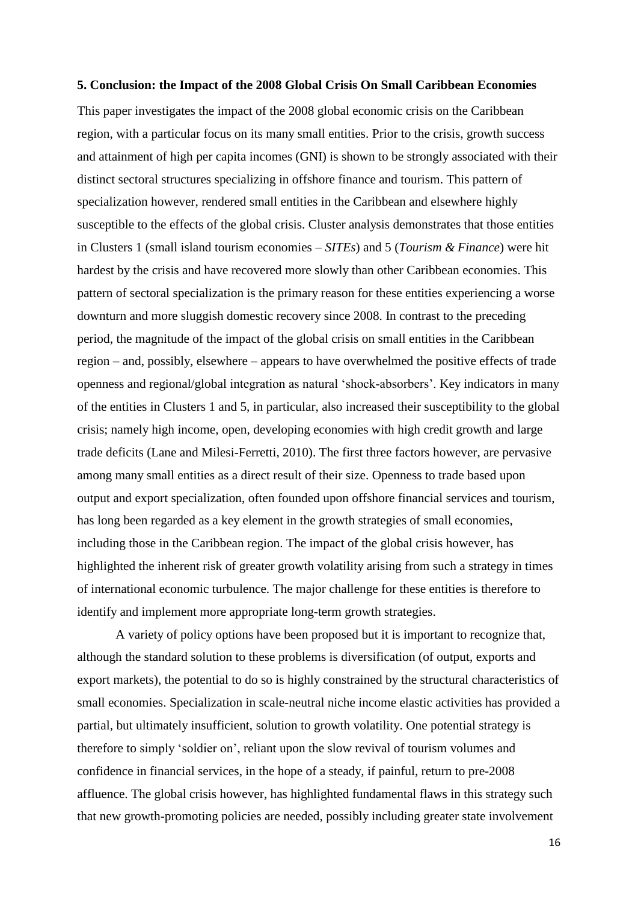## 5. Conclusion: the Impact of the 2008 Global Crisis On Small Caribbean Economies

This paper investigates the impact of the 2008 global economic crisis on the Caribbean region, with a particular focus on its many small entities. Prior to the crisis, growth success and attainment of high per capita incomes (GNI) is shown to be strongly associated with their distinct sectoral structures specializing in offshore finance and tourism. This pattern of specialization however, rendered small entities in the Caribbean and elsewhere highly susceptible to the effects of the global crisis. Cluster analysis demonstrates that those entities in Clusters 1 (small island tourism economies – *SITEs*) and 5 (*Tourism & Finance*) were hit hardest by the crisis and have recovered more slowly than other Caribbean economies. This pattern of sectoral specialization is the primary reason for these entities experiencing a worse downturn and more sluggish domestic recovery since 2008. In contrast to the preceding period, the magnitude of the impact of the global crisis on small entities in the Caribbean region – and, possibly, elsewhere – appears to have overwhelmed the positive effects of trade openness and regional/global integration as natural 'shock-absorbers'. Key indicators in many of the entities in Clusters 1 and 5, in particular, also increased their susceptibility to the global crisis; namely high income, open, developing economies with high credit growth and large trade deficits (Lane and Milesi-Ferretti, 2010). The first three factors however, are pervasive among many small entities as a direct result of their size. Openness to trade based upon output and export specialization, often founded upon offshore financial services and tourism, has long been regarded as a key element in the growth strategies of small economies, including those in the Caribbean region. The impact of the global crisis however, has highlighted the inherent risk of greater growth volatility arising from such a strategy in times of international economic turbulence. The major challenge for these entities is therefore to identify and implement more appropriate long-term growth strategies.

A variety of policy options have been proposed but it is important to recognize that, although the standard solution to these problems is diversification (of output, exports and export markets), the potential to do so is highly constrained by the structural characteristics of small economies. Specialization in scale-neutral niche income elastic activities has provided a partial, but ultimately insufficient, solution to growth volatility. One potential strategy is therefore to simply 'soldier on', reliant upon the slow revival of tourism volumes and confidence in financial services, in the hope of a steady, if painful, return to pre-2008 affluence. The global crisis however, has highlighted fundamental flaws in this strategy such that new growth-promoting policies are needed, possibly including greater state involvement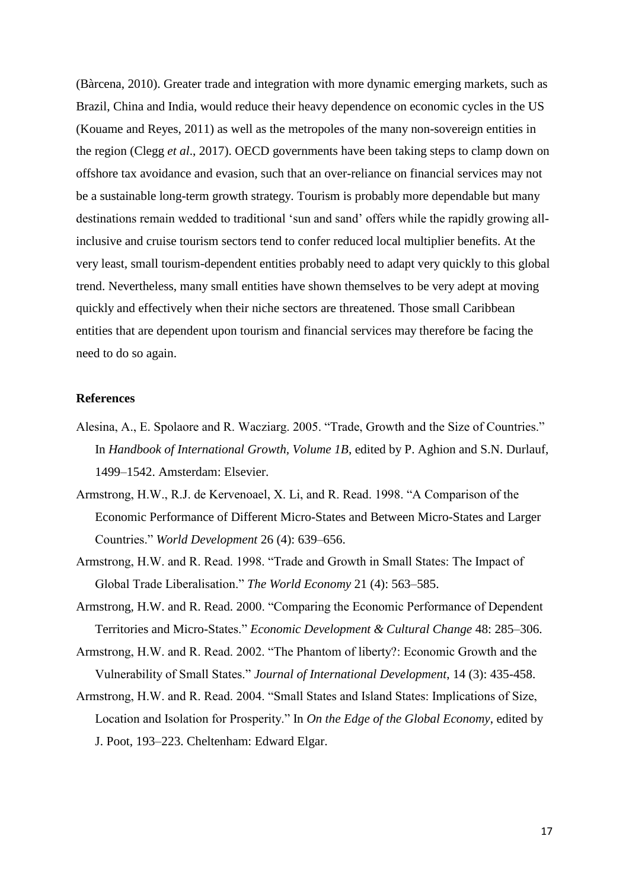(Bàrcena, 2010). Greater trade and integration with more dynamic emerging markets, such as Brazil, China and India, would reduce their heavy dependence on economic cycles in the US (Kouame and Reyes, 2011) as well as the metropoles of the many non-sovereign entities in the region (Clegg *et al*., 2017). OECD governments have been taking steps to clamp down on offshore tax avoidance and evasion, such that an over-reliance on financial services may not be a sustainable long-term growth strategy. Tourism is probably more dependable but many destinations remain wedded to traditional 'sun and sand' offers while the rapidly growing all-inclusive and cruise tourism sectors tend to confer reduced local multiplier benefits. At the very least, small tourism-dependent entities probably need to adapt very quickly to this global trend. Nevertheless, many small entities have shown themselves to be very adept at moving quickly and effectively when their niche sectors are threatened. Those small Caribbean entities that are dependent upon tourism and financial services may therefore be facing the need to do so again.

**References**

Alesina, A., E. Spolaore and R. Wacziarg. 2005. "Trade, Growth and the Size of Countries." In *Handbook of International Growth, Volume 1B*, edited by P. Aghion and S.N. Durlauf, 1499–1542. Amsterdam: Elsevier.

Armstrong, H.W., R.J. de Kervenoael, X. Li, and R. Read. 1998. "A Comparison of the Economic Performance of Different Micro-States and Between Micro-States and Larger Countries." *World Development* 26 (4): 639–656.

Armstrong, H.W. and R. Read. 1998. "Trade and Growth in Small States: The Impact of Global Trade Liberalisation." *The World Economy* 21 (4): 563–585.

Armstrong, H.W. and R. Read. 2000. "Comparing the Economic Performance of Dependent Territories and Micro-States." *Economic Development & Cultural Change* 48: 285–306.

Armstrong, H.W. and R. Read. 2002. "The Phantom of liberty?: Economic Growth and the Vulnerability of Small States." *Journal of International Development*, 14 (3): 435-458.

Armstrong, H.W. and R. Read. 2004. "Small States and Island States: Implications of Size, Location and Isolation for Prosperity." In *On the Edge of the Global Economy*, edited by J. Poot, 193–223. Cheltenham: Edward Elgar.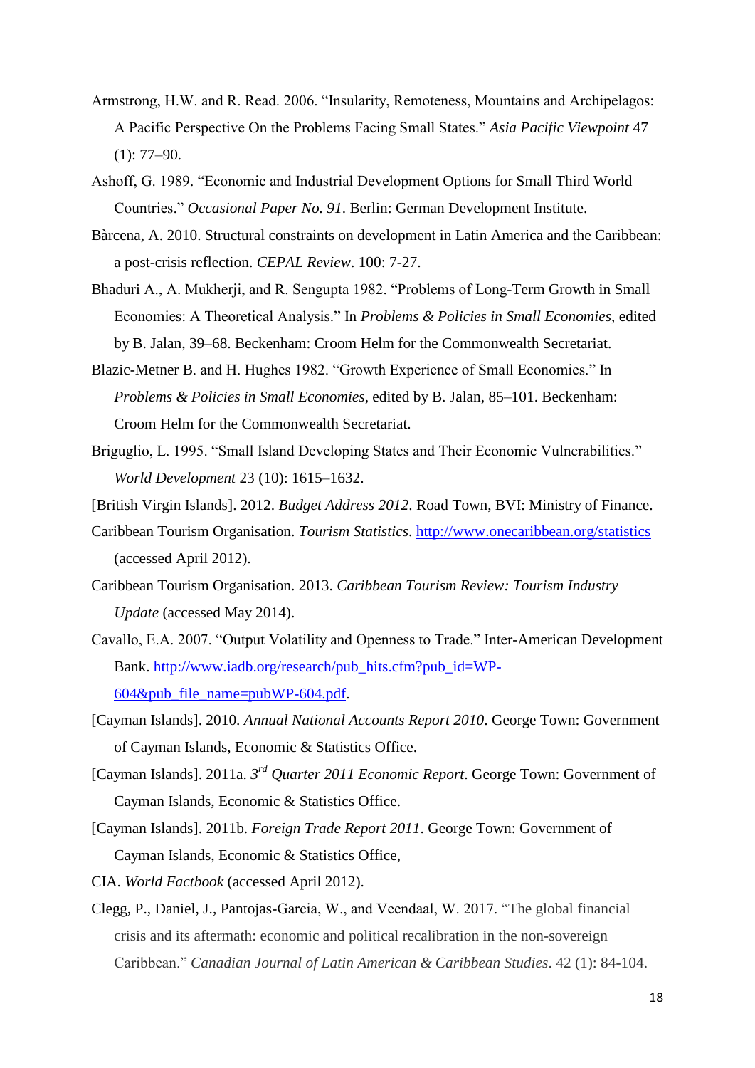Armstrong, H.W. and R. Read. 2006. “Insularity, Remoteness, Mountains and Archipelagos: A Pacific Perspective On the Problems Facing Small States.” *Asia Pacific Viewpoint* 47 (1): 77–90.

Ashoff, G. 1989. “Economic and Industrial Development Options for Small Third World Countries.” *Occasional Paper No. 91*. Berlin: German Development Institute.

Bàrcena, A. 2010. Structural constraints on development in Latin America and the Caribbean: a post-crisis reflection. *CEPAL Review*. 100: 7-27.

Bhaduri A., A. Mukherji, and R. Sengupta 1982. “Problems of Long-Term Growth in Small Economies: A Theoretical Analysis.” In *Problems & Policies in Small Economies*, edited by B. Jalan, 39–68. Beckenham: Croom Helm for the Commonwealth Secretariat.

Blazic-Metner B. and H. Hughes 1982. “Growth Experience of Small Economies.” In *Problems & Policies in Small Economies*, edited by B. Jalan, 85–101. Beckenham: Croom Helm for the Commonwealth Secretariat.

Briguglio, L. 1995. “Small Island Developing States and Their Economic Vulnerabilities.” *World Development* 23 (10): 1615–1632.

[British Virgin Islands]. 2012. *Budget Address 2012*. Road Town, BVI: Ministry of Finance.

Caribbean Tourism Organisation. *Tourism Statistics*. http://www.onecaribbean.org/statistics (accessed April 2012).

Caribbean Tourism Organisation. 2013. *Caribbean Tourism Review: Tourism Industry Update* (accessed May 2014).

Cavallo, E.A. 2007. “Output Volatility and Openness to Trade.” Inter-American Development Bank. http://www.iadb.org/research/pub_hits.cfm?pub_id=WP-604&pub_file_name=pubWP-604.pdf.

[Cayman Islands]. 2010. *Annual National Accounts Report 2010*. George Town: Government of Cayman Islands, Economic & Statistics Office.

[Cayman Islands]. 2011a. *3rd Quarter 2011 Economic Report*. George Town: Government of Cayman Islands, Economic & Statistics Office.

[Cayman Islands]. 2011b. *Foreign Trade Report 2011*. George Town: Government of Cayman Islands, Economic & Statistics Office,

CIA. *World Factbook* (accessed April 2012).

Clegg, P., Daniel, J., Pantojas-Garcia, W., and Veendaal, W. 2017. “The global financial crisis and its aftermath: economic and political recalibration in the non-sovereign Caribbean.” *Canadian Journal of Latin American & Caribbean Studies*. 42 (1): 84-104.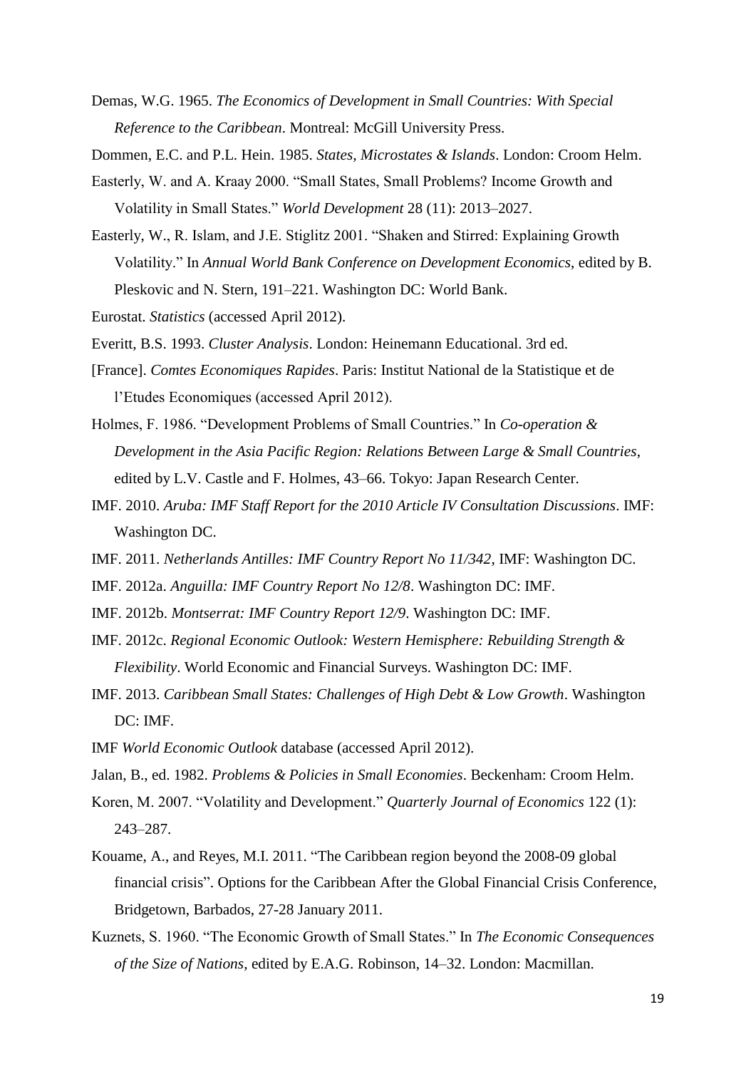Demas, W.G. 1965. *The Economics of Development in Small Countries: With Special Reference to the Caribbean*. Montreal: McGill University Press.

Dommen, E.C. and P.L. Hein. 1985. *States, Microstates & Islands*. London: Croom Helm.

Easterly, W. and A. Kraay 2000. "Small States, Small Problems? Income Growth and Volatility in Small States." *World Development* 28 (11): 2013–2027.

Easterly, W., R. Islam, and J.E. Stiglitz 2001. "Shaken and Stirred: Explaining Growth Volatility." In *Annual World Bank Conference on Development Economics*, edited by B. Pleskovic and N. Stern, 191–221. Washington DC: World Bank.

Eurostat. *Statistics* (accessed April 2012).

Everitt, B.S. 1993. *Cluster Analysis*. London: Heinemann Educational. 3rd ed.

[France]. *Comtes Economiques Rapides*. Paris: Institut National de la Statistique et de l'Etudes Economiques (accessed April 2012).

Holmes, F. 1986. "Development Problems of Small Countries." In *Co-operation & Development in the Asia Pacific Region: Relations Between Large & Small Countries*, edited by L.V. Castle and F. Holmes, 43–66. Tokyo: Japan Research Center.

IMF. 2010. *Aruba: IMF Staff Report for the 2010 Article IV Consultation Discussions*. IMF: Washington DC.

IMF. 2011. *Netherlands Antilles: IMF Country Report No 11/342*, IMF: Washington DC.

IMF. 2012a. *Anguilla: IMF Country Report No 12/8*. Washington DC: IMF.

IMF. 2012b. *Montserrat: IMF Country Report 12/9*. Washington DC: IMF.

IMF. 2012c. *Regional Economic Outlook: Western Hemisphere: Rebuilding Strength & Flexibility*. World Economic and Financial Surveys. Washington DC: IMF.

IMF. 2013. *Caribbean Small States: Challenges of High Debt & Low Growth*. Washington DC: IMF.

IMF *World Economic Outlook* database (accessed April 2012).

Jalan, B., ed. 1982. *Problems & Policies in Small Economies*. Beckenham: Croom Helm.

Koren, M. 2007. "Volatility and Development." *Quarterly Journal of Economics* 122 (1): 243–287.

Kouame, A., and Reyes, M.I. 2011. "The Caribbean region beyond the 2008-09 global financial crisis". Options for the Caribbean After the Global Financial Crisis Conference, Bridgetown, Barbados, 27-28 January 2011.

Kuznets, S. 1960. "The Economic Growth of Small States." In *The Economic Consequences of the Size of Nations*, edited by E.A.G. Robinson, 14–32. London: Macmillan.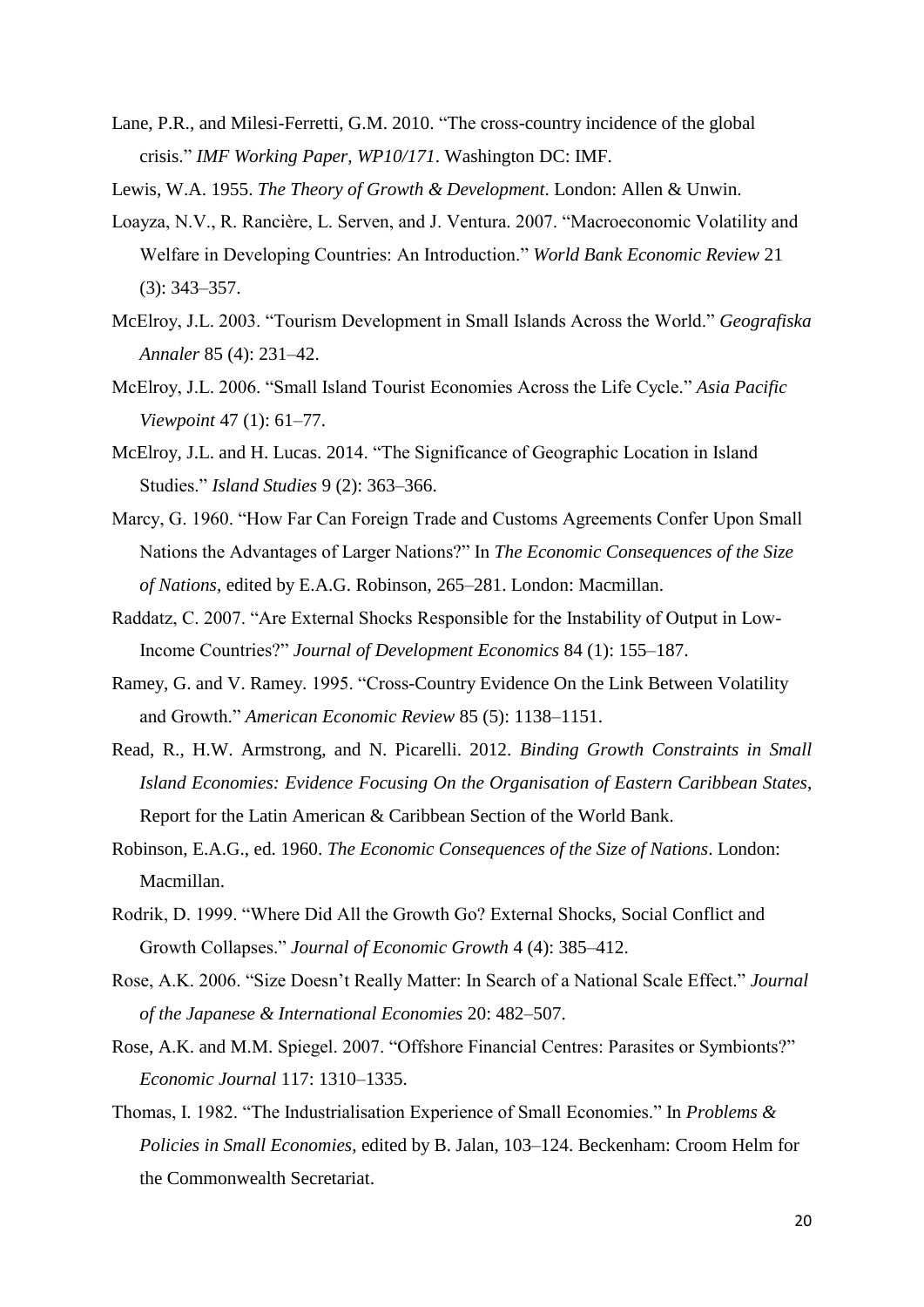Lane, P.R., and Milesi-Ferretti, G.M. 2010. "The cross-country incidence of the global crisis." *IMF Working Paper, WP10/171*. Washington DC: IMF.

Lewis, W.A. 1955. *The Theory of Growth & Development*. London: Allen & Unwin.

Loayza, N.V., R. Rancière, L. Serven, and J. Ventura. 2007. "Macroeconomic Volatility and Welfare in Developing Countries: An Introduction." *World Bank Economic Review* 21 (3): 343–357.

McElroy, J.L. 2003. "Tourism Development in Small Islands Across the World." *Geografiska Annaler* 85 (4): 231–42.

McElroy, J.L. 2006. "Small Island Tourist Economies Across the Life Cycle." *Asia Pacific Viewpoint* 47 (1): 61–77.

McElroy, J.L. and H. Lucas. 2014. "The Significance of Geographic Location in Island Studies." *Island Studies* 9 (2): 363–366.

Marcy, G. 1960. "How Far Can Foreign Trade and Customs Agreements Confer Upon Small Nations the Advantages of Larger Nations?" In *The Economic Consequences of the Size of Nations*, edited by E.A.G. Robinson, 265–281. London: Macmillan.

Raddatz, C. 2007. "Are External Shocks Responsible for the Instability of Output in Low-Income Countries?" *Journal of Development Economics* 84 (1): 155–187.

Ramey, G. and V. Ramey. 1995. "Cross-Country Evidence On the Link Between Volatility and Growth." *American Economic Review* 85 (5): 1138–1151.

Read, R., H.W. Armstrong, and N. Picarelli. 2012. *Binding Growth Constraints in Small Island Economies: Evidence Focusing On the Organisation of Eastern Caribbean States*, Report for the Latin American & Caribbean Section of the World Bank.

Robinson, E.A.G., ed. 1960. *The Economic Consequences of the Size of Nations*. London: Macmillan.

Rodrik, D. 1999. "Where Did All the Growth Go? External Shocks, Social Conflict and Growth Collapses." *Journal of Economic Growth* 4 (4): 385–412.

Rose, A.K. 2006. "Size Doesn't Really Matter: In Search of a National Scale Effect." *Journal of the Japanese & International Economies* 20: 482–507.

Rose, A.K. and M.M. Spiegel. 2007. "Offshore Financial Centres: Parasites or Symbionts?" *Economic Journal* 117: 1310–1335.

Thomas, I. 1982. "The Industrialisation Experience of Small Economies." In *Problems & Policies in Small Economies*, edited by B. Jalan, 103–124. Beckenham: Croom Helm for the Commonwealth Secretariat.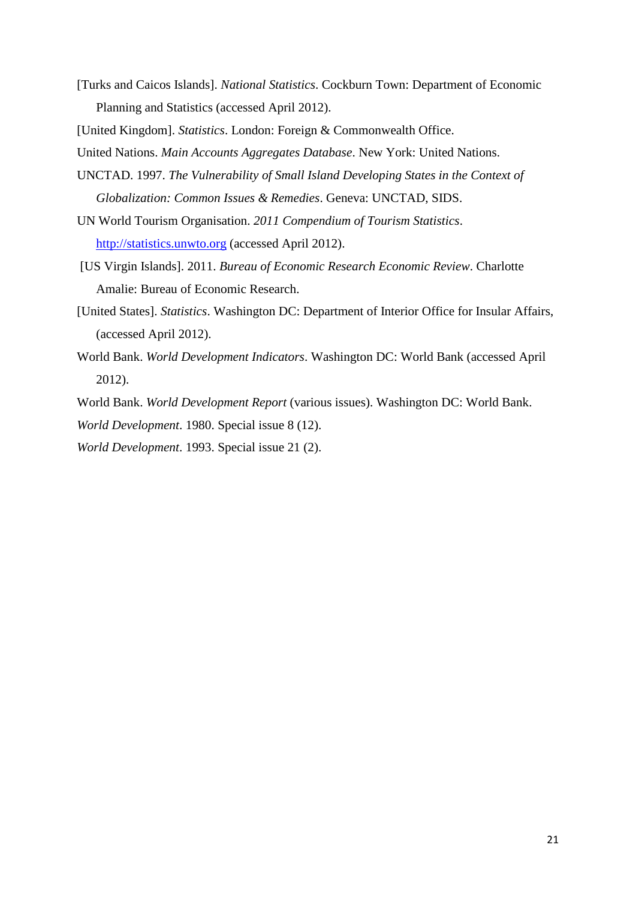[Turks and Caicos Islands]. *National Statistics*. Cockburn Town: Department of Economic Planning and Statistics (accessed April 2012).

[United Kingdom]. *Statistics*. London: Foreign & Commonwealth Office.

United Nations. *Main Accounts Aggregates Database*. New York: United Nations.

UNCTAD. 1997. *The Vulnerability of Small Island Developing States in the Context of Globalization: Common Issues & Remedies*. Geneva: UNCTAD, SIDS.

UN World Tourism Organisation. *2011 Compendium of Tourism Statistics*. http://statistics.unwto.org (accessed April 2012).

[US Virgin Islands]. 2011. *Bureau of Economic Research Economic Review*. Charlotte Amalie: Bureau of Economic Research.

[United States]. *Statistics*. Washington DC: Department of Interior Office for Insular Affairs, (accessed April 2012).

World Bank. *World Development Indicators*. Washington DC: World Bank (accessed April 2012).

World Bank. *World Development Report* (various issues). Washington DC: World Bank.

*World Development*. 1980. Special issue 8 (12).

*World Development*. 1993. Special issue 21 (2).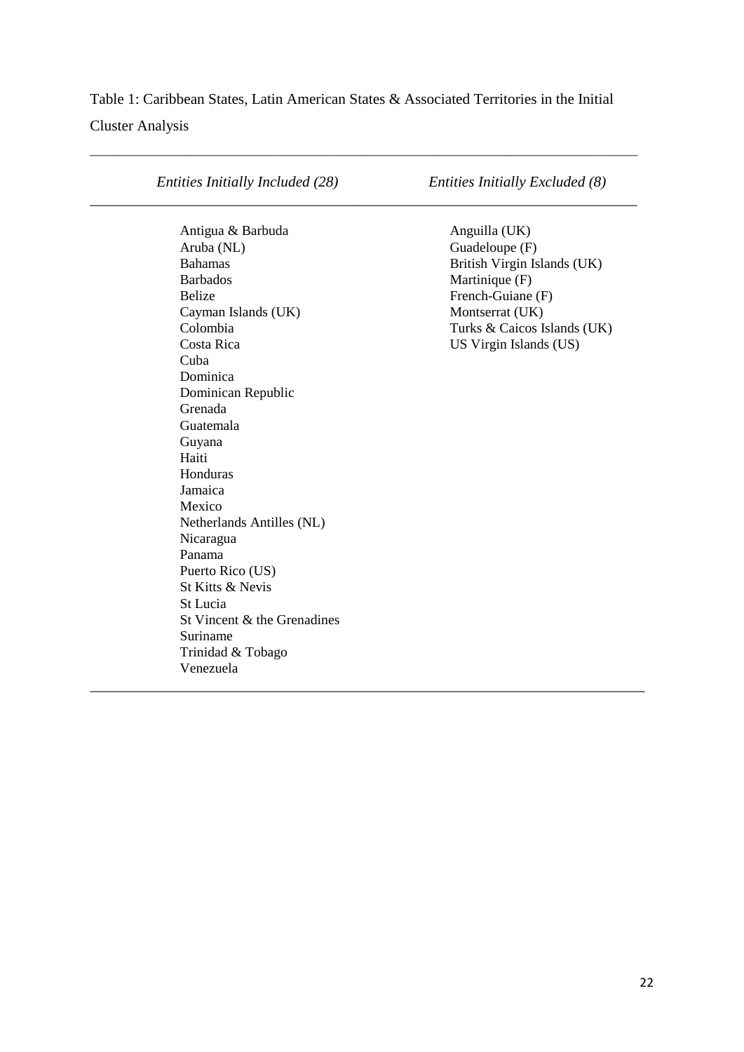Table 1: Caribbean States, Latin American States & Associated Territories in the Initial Cluster Analysis

| *Entities Initially Included (28)* | *Entities Initially Excluded (8)* |
|---|---|
| Antigua & Barbuda | Anguilla (UK) |
| Aruba (NL) | Guadeloupe (F) |
| Bahamas | British Virgin Islands (UK) |
| Barbados | Martinique (F) |
| Belize | French-Guiane (F) |
| Cayman Islands (UK) | Montserrat (UK) |
| Colombia | Turks & Caicos Islands (UK) |
| Costa Rica | US Virgin Islands (US) |
| Cuba | |
| Dominica | |
| Dominican Republic | |
| Grenada | |
| Guatemala | |
| Guyana | |
| Haiti | |
| Honduras | |
| Jamaica | |
| Mexico | |
| Netherlands Antilles (NL) | |
| Nicaragua | |
| Panama | |
| Puerto Rico (US) | |
| St Kitts & Nevis | |
| St Lucia | |
| St Vincent & the Grenadines | |
| Suriname | |
| Trinidad & Tobago | |
| Venezuela | |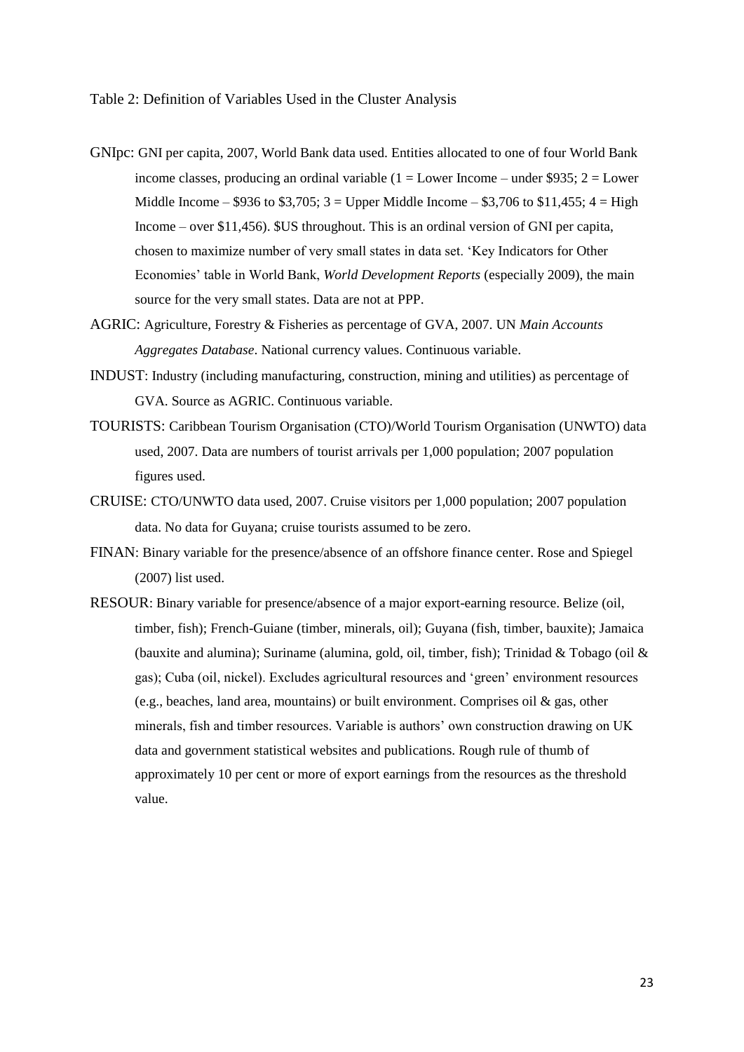Table 2: Definition of Variables Used in the Cluster Analysis

GNIpc: GNI per capita, 2007, World Bank data used. Entities allocated to one of four World Bank income classes, producing an ordinal variable (1 = Lower Income – under $935; 2 = Lower Middle Income – $936 to $3,705; 3 = Upper Middle Income – $3,706 to $11,455; 4 = High Income – over $11,456). $US throughout. This is an ordinal version of GNI per capita, chosen to maximize number of very small states in data set. 'Key Indicators for Other Economies' table in World Bank, *World Development Reports* (especially 2009), the main source for the very small states. Data are not at PPP.

AGRIC: Agriculture, Forestry & Fisheries as percentage of GVA, 2007. UN *Main Accounts Aggregates Database*. National currency values. Continuous variable.

INDUST: Industry (including manufacturing, construction, mining and utilities) as percentage of GVA. Source as AGRIC. Continuous variable.

TOURISTS: Caribbean Tourism Organisation (CTO)/World Tourism Organisation (UNWTO) data used, 2007. Data are numbers of tourist arrivals per 1,000 population; 2007 population figures used.

CRUISE: CTO/UNWTO data used, 2007. Cruise visitors per 1,000 population; 2007 population data. No data for Guyana; cruise tourists assumed to be zero.

FINAN: Binary variable for the presence/absence of an offshore finance center. Rose and Spiegel (2007) list used.

RESOUR: Binary variable for presence/absence of a major export-earning resource. Belize (oil, timber, fish); French-Guiane (timber, minerals, oil); Guyana (fish, timber, bauxite); Jamaica (bauxite and alumina); Suriname (alumina, gold, oil, timber, fish); Trinidad & Tobago (oil & gas); Cuba (oil, nickel). Excludes agricultural resources and 'green' environment resources (e.g., beaches, land area, mountains) or built environment. Comprises oil & gas, other minerals, fish and timber resources. Variable is authors' own construction drawing on UK data and government statistical websites and publications. Rough rule of thumb of approximately 10 per cent or more of export earnings from the resources as the threshold value.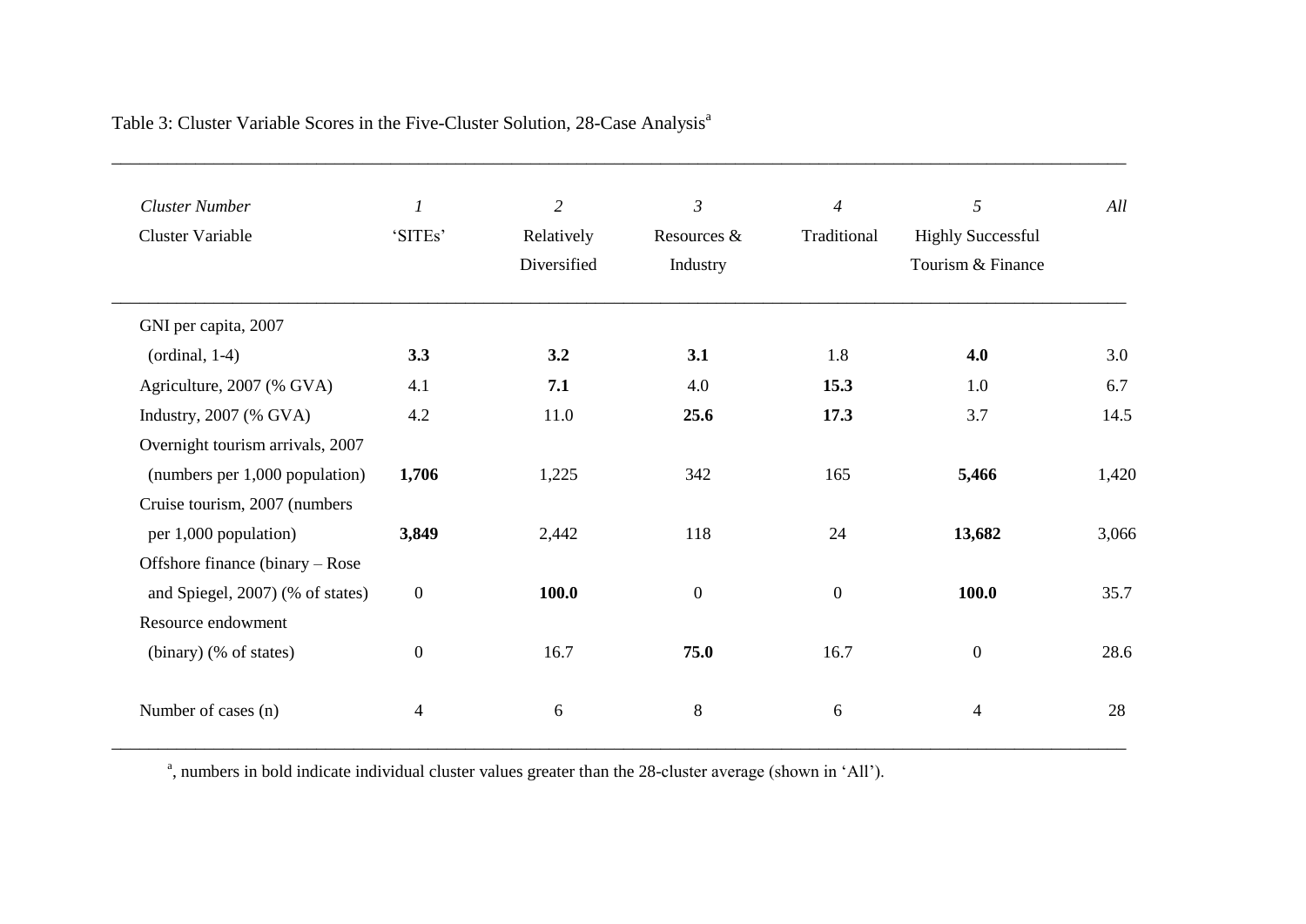Table 3: Cluster Variable Scores in the Five-Cluster Solution, 28-Case Analysis[a]

| *Cluster Number* | *1* | *2* | *3* | *4* | *5* | *All* |
|---|---|---|---|---|---|---|
| Cluster Variable | 'SITEs' | Relatively Diversified | Resources & Industry | Traditional | Highly Successful Tourism & Finance | |
| GNI per capita, 2007 (ordinal, 1-4) | **3.3** | **3.2** | **3.1** | 1.8 | **4.0** | 3.0 |
| Agriculture, 2007 (% GVA) | 4.1 | **7.1** | 4.0 | **15.3** | 1.0 | 6.7 |
| Industry, 2007 (% GVA) | 4.2 | 11.0 | **25.6** | **17.3** | 3.7 | 14.5 |
| Overnight tourism arrivals, 2007 (numbers per 1,000 population) | **1,706** | 1,225 | 342 | 165 | **5,466** | 1,420 |
| Cruise tourism, 2007 (numbers per 1,000 population) | **3,849** | 2,442 | 118 | 24 | **13,682** | 3,066 |
| Offshore finance (binary – Rose and Spiegel, 2007) (% of states) | 0 | **100.0** | 0 | 0 | **100.0** | 35.7 |
| Resource endowment (binary) (% of states) | 0 | 16.7 | **75.0** | 16.7 | 0 | 28.6 |
| Number of cases (n) | 4 | 6 | 8 | 6 | 4 | 28 |

[a], numbers in bold indicate individual cluster values greater than the 28-cluster average (shown in 'All').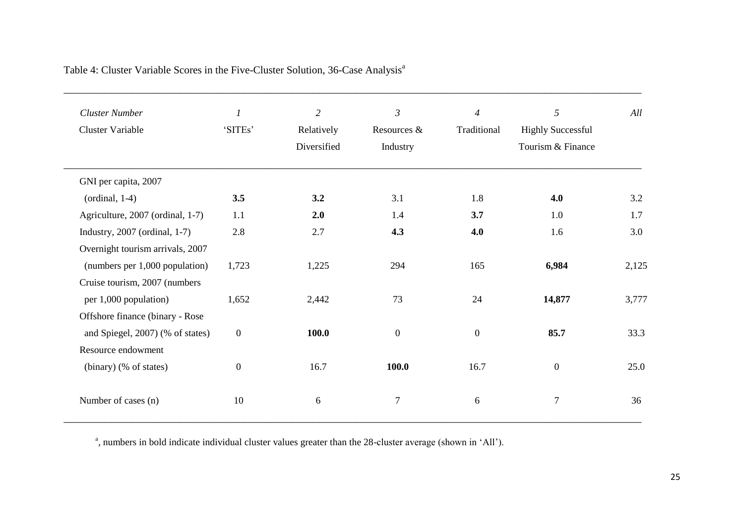Table 4: Cluster Variable Scores in the Five-Cluster Solution, 36-Case Analysis[a]

| *Cluster Number* | *1* | *2* | *3* | *4* | *5* | *All* |
|---|---|---|---|---|---|---|
| Cluster Variable | 'SITEs' | Relatively Diversified | Resources & Industry | Traditional | Highly Successful Tourism & Finance | |
| GNI per capita, 2007 (ordinal, 1-4) | **3.5** | **3.2** | 3.1 | 1.8 | **4.0** | 3.2 |
| Agriculture, 2007 (ordinal, 1-7) | 1.1 | **2.0** | 1.4 | **3.7** | 1.0 | 1.7 |
| Industry, 2007 (ordinal, 1-7) | 2.8 | 2.7 | **4.3** | **4.0** | 1.6 | 3.0 |
| Overnight tourism arrivals, 2007 (numbers per 1,000 population) | 1,723 | 1,225 | 294 | 165 | **6,984** | 2,125 |
| Cruise tourism, 2007 (numbers per 1,000 population) | 1,652 | 2,442 | 73 | 24 | **14,877** | 3,777 |
| Offshore finance (binary - Rose and Spiegel, 2007) (% of states) | 0 | **100.0** | 0 | 0 | **85.7** | 33.3 |
| Resource endowment (binary) (% of states) | 0 | 16.7 | **100.0** | 16.7 | 0 | 25.0 |
| Number of cases (n) | 10 | 6 | 7 | 6 | 7 | 36 |

[a], numbers in bold indicate individual cluster values greater than the 28-cluster average (shown in 'All').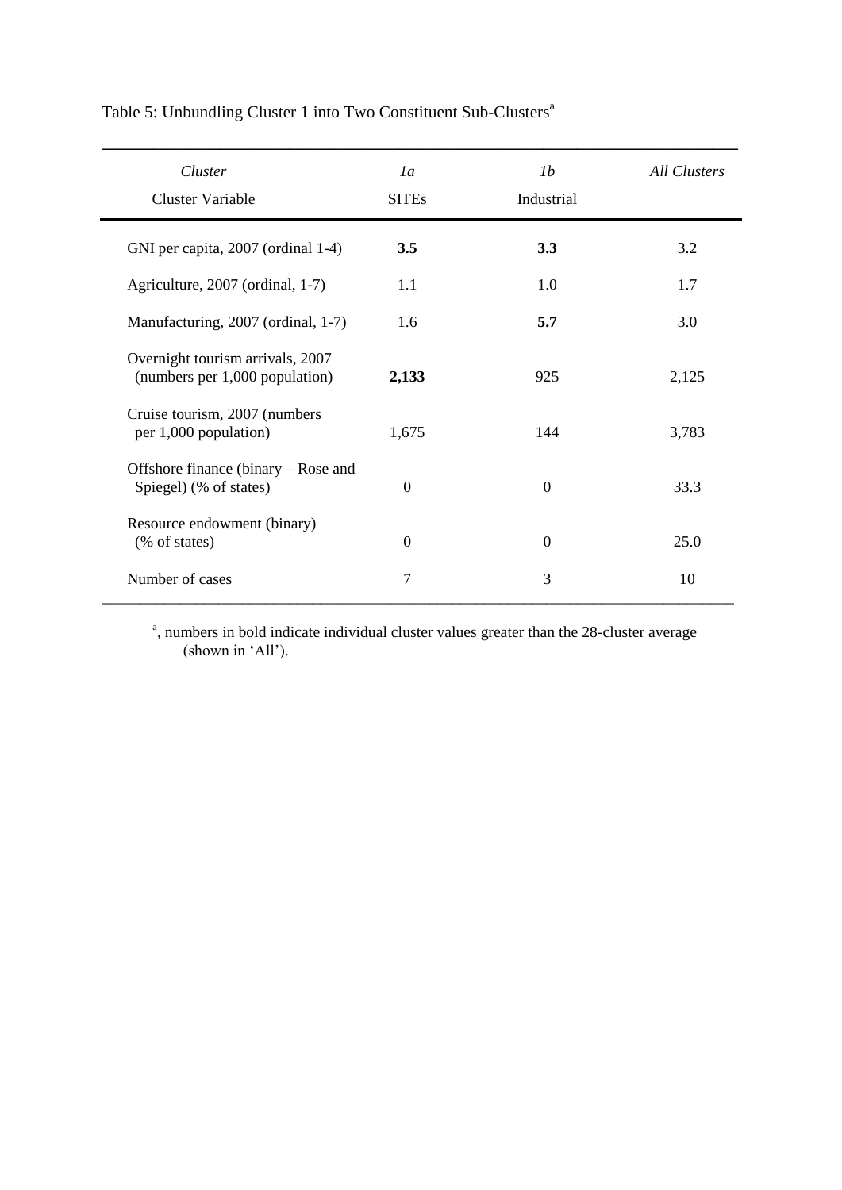Table 5: Unbundling Cluster 1 into Two Constituent Sub-Clusters[a]

| *Cluster*<br>Cluster Variable | *1a*<br>SITEs | *1b*<br>Industrial | *All Clusters* |
|---|---|---|---|
| GNI per capita, 2007 (ordinal 1-4) | **3.5** | **3.3** | 3.2 |
| Agriculture, 2007 (ordinal, 1-7) | 1.1 | 1.0 | 1.7 |
| Manufacturing, 2007 (ordinal, 1-7) | 1.6 | **5.7** | 3.0 |
| Overnight tourism arrivals, 2007 (numbers per 1,000 population) | **2,133** | 925 | 2,125 |
| Cruise tourism, 2007 (numbers per 1,000 population) | 1,675 | 144 | 3,783 |
| Offshore finance (binary – Rose and Spiegel) (% of states) | 0 | 0 | 33.3 |
| Resource endowment (binary) (% of states) | 0 | 0 | 25.0 |
| Number of cases | 7 | 3 | 10 |

[a], numbers in bold indicate individual cluster values greater than the 28-cluster average (shown in 'All').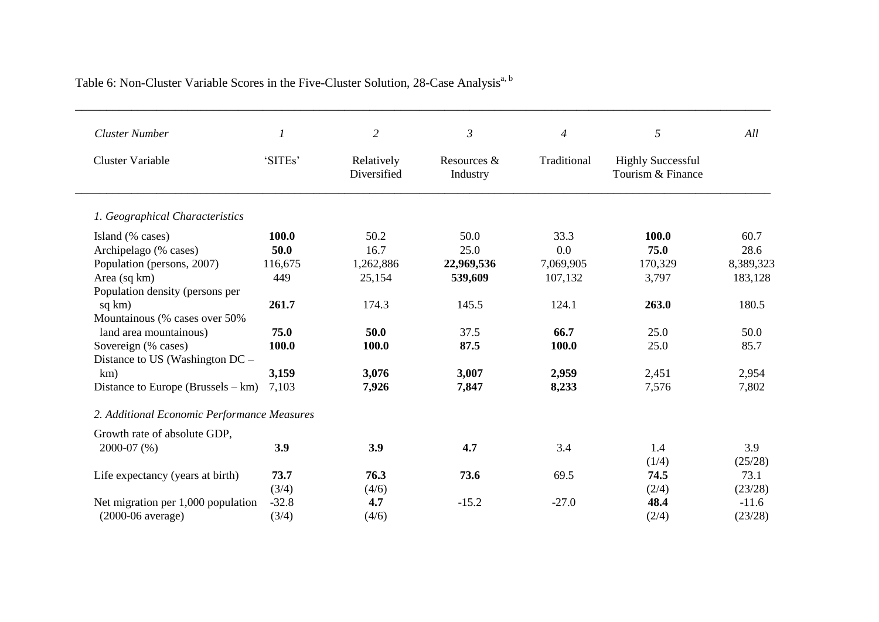Table 6: Non-Cluster Variable Scores in the Five-Cluster Solution, 28-Case Analysis[a, b]

| *Cluster Number* | *1* | *2* | *3* | *4* | *5* | *All* |
|---|---|---|---|---|---|---|
| Cluster Variable | 'SITEs' | Relatively Diversified | Resources & Industry | Traditional | Highly Successful Tourism & Finance | |
| *1. Geographical Characteristics* | | | | | | |
| Island (% cases) | **100.0** | 50.2 | 50.0 | 33.3 | **100.0** | 60.7 |
| Archipelago (% cases) | **50.0** | 16.7 | 25.0 | 0.0 | **75.0** | 28.6 |
| Population (persons, 2007) | 116,675 | 1,262,886 | **22,969,536** | 7,069,905 | 170,329 | 8,389,323 |
| Area (sq km) | 449 | 25,154 | **539,609** | 107,132 | 3,797 | 183,128 |
| Population density (persons per sq km) | **261.7** | 174.3 | 145.5 | 124.1 | **263.0** | 180.5 |
| Mountainous (% cases over 50% land area mountainous) | **75.0** | **50.0** | 37.5 | **66.7** | 25.0 | 50.0 |
| Sovereign (% cases) | **100.0** | **100.0** | **87.5** | **100.0** | 25.0 | 85.7 |
| Distance to US (Washington DC – km) | **3,159** | **3,076** | **3,007** | **2,959** | 2,451 | 2,954 |
| Distance to Europe (Brussels – km) | 7,103 | **7,926** | **7,847** | **8,233** | 7,576 | 7,802 |
| *2. Additional Economic Performance Measures* | | | | | | |
| Growth rate of absolute GDP, 2000-07 (%) | **3.9** | **3.9** | **4.7** | 3.4 | 1.4 (1/4) | 3.9 (25/28) |
| Life expectancy (years at birth) | **73.7** (3/4) | **76.3** (4/6) | **73.6** | 69.5 | **74.5** (2/4) | 73.1 (23/28) |
| Net migration per 1,000 population (2000-06 average) | -32.8 (3/4) | **4.7** (4/6) | -15.2 | -27.0 | **48.4** (2/4) | -11.6 (23/28) |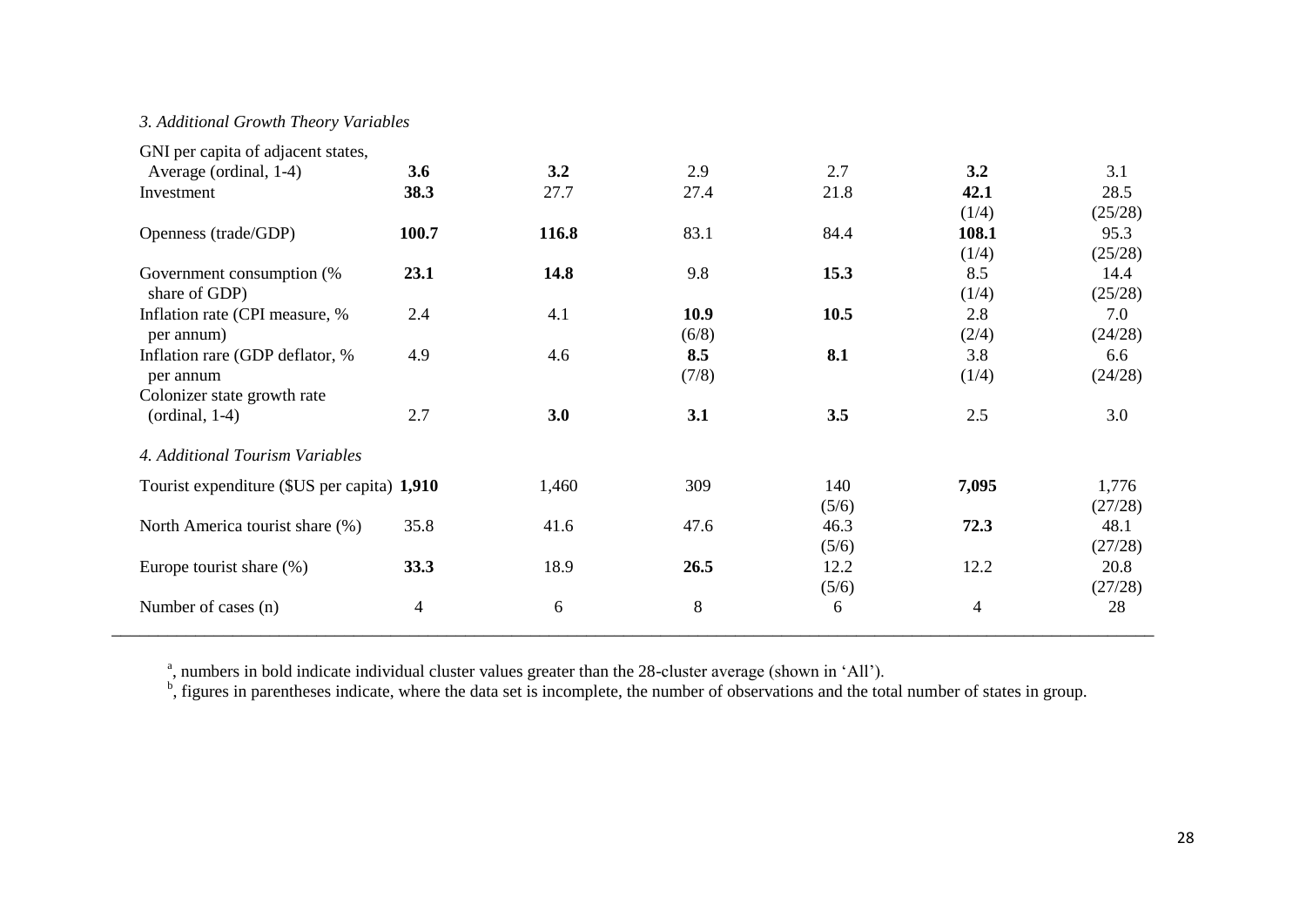| | | | | | | |
|---|---|---|---|---|---|---|
| *3. Additional Growth Theory Variables* | | | | | | |
| GNI per capita of adjacent states, Average (ordinal, 1-4) | **3.6** | **3.2** | 2.9 | 2.7 | **3.2** | 3.1 |
| Investment | **38.3** | 27.7 | 27.4 | 21.8 | **42.1** (1/4) | 28.5 (25/28) |
| Openness (trade/GDP) | **100.7** | **116.8** | 83.1 | 84.4 | **108.1** (1/4) | 95.3 (25/28) |
| Government consumption (% share of GDP) | **23.1** | **14.8** | 9.8 | **15.3** | 8.5 (1/4) | 14.4 (25/28) |
| Inflation rate (CPI measure, % per annum) | 2.4 | 4.1 | **10.9** (6/8) | **10.5** | 2.8 (2/4) | 7.0 (24/28) |
| Inflation rare (GDP deflator, % per annum | 4.9 | 4.6 | **8.5** (7/8) | **8.1** | 3.8 (1/4) | 6.6 (24/28) |
| Colonizer state growth rate (ordinal, 1-4) | 2.7 | **3.0** | **3.1** | **3.5** | 2.5 | 3.0 |
| *4. Additional Tourism Variables* | | | | | | |
| Tourist expenditure ($US per capita) | **1,910** | 1,460 | 309 | 140 (5/6) | **7,095** | 1,776 (27/28) |
| North America tourist share (%) | 35.8 | 41.6 | 47.6 | 46.3 (5/6) | **72.3** | 48.1 (27/28) |
| Europe tourist share (%) | **33.3** | 18.9 | **26.5** | 12.2 (5/6) | 12.2 | 20.8 (27/28) |
| Number of cases (n) | 4 | 6 | 8 | 6 | 4 | 28 |

[a], numbers in bold indicate individual cluster values greater than the 28-cluster average (shown in 'All').

[b], figures in parentheses indicate, where the data set is incomplete, the number of observations and the total number of states in group.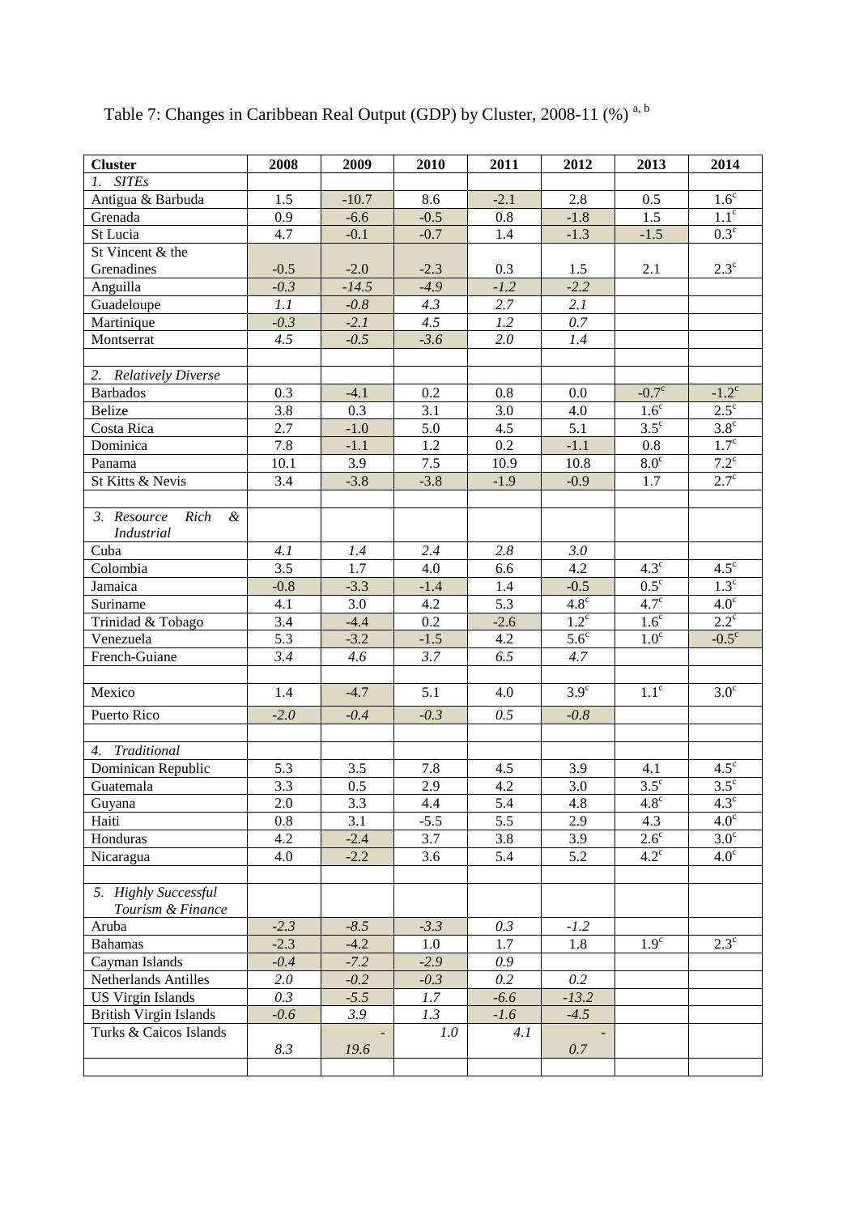Table 7: Changes in Caribbean Real Output (GDP) by Cluster, 2008-11 (%) [a, b]

| Cluster | 2008 | 2009 | 2010 | 2011 | 2012 | 2013 | 2014 |
|---|---|---|---|---|---|---|---|
| *1. SITEs* | | | | | | | |
| Antigua & Barbuda | 1.5 | -10.7 | 8.6 | -2.1 | 2.8 | 0.5 | 1.6[c] |
| Grenada | 0.9 | -6.6 | -0.5 | 0.8 | -1.8 | 1.5 | 1.1[c] |
| St Lucia | 4.7 | -0.1 | -0.7 | 1.4 | -1.3 | -1.5 | 0.3[c] |
| St Vincent & the Grenadines | -0.5 | -2.0 | -2.3 | 0.3 | 1.5 | 2.1 | 2.3[c] |
| Anguilla | *-0.3* | *-14.5* | *-4.9* | *-1.2* | *-2.2* | | |
| Guadeloupe | *1.1* | *-0.8* | *4.3* | *2.7* | *2.1* | | |
| Martinique | *-0.3* | *-2.1* | *4.5* | *1.2* | *0.7* | | |
| Montserrat | *4.5* | *-0.5* | *-3.6* | *2.0* | *1.4* | | |
| | | | | | | | |
| *2. Relatively Diverse* | | | | | | | |
| Barbados | 0.3 | -4.1 | 0.2 | 0.8 | 0.0 | -0.7[c] | -1.2[c] |
| Belize | 3.8 | 0.3 | 3.1 | 3.0 | 4.0 | 1.6[c] | 2.5[c] |
| Costa Rica | 2.7 | -1.0 | 5.0 | 4.5 | 5.1 | 3.5[c] | 3.8[c] |
| Dominica | 7.8 | -1.1 | 1.2 | 0.2 | -1.1 | 0.8 | 1.7[c] |
| Panama | 10.1 | 3.9 | 7.5 | 10.9 | 10.8 | 8.0[c] | 7.2[c] |
| St Kitts & Nevis | 3.4 | -3.8 | -3.8 | -1.9 | -0.9 | 1.7 | 2.7[c] |
| | | | | | | | |
| *3. Resource Rich & Industrial* | | | | | | | |
| Cuba | *4.1* | *1.4* | *2.4* | *2.8* | *3.0* | | |
| Colombia | 3.5 | 1.7 | 4.0 | 6.6 | 4.2 | 4.3[c] | 4.5[c] |
| Jamaica | -0.8 | -3.3 | -1.4 | 1.4 | -0.5 | 0.5[c] | 1.3[c] |
| Suriname | 4.1 | 3.0 | 4.2 | 5.3 | 4.8[c] | 4.7[c] | 4.0[c] |
| Trinidad & Tobago | 3.4 | -4.4 | 0.2 | -2.6 | 1.2[c] | 1.6[c] | 2.2[c] |
| Venezuela | 5.3 | -3.2 | -1.5 | 4.2 | 5.6[c] | 1.0[c] | -0.5[c] |
| French-Guiane | *3.4* | *4.6* | *3.7* | *6.5* | *4.7* | | |
| | | | | | | | |
| Mexico | 1.4 | -4.7 | 5.1 | 4.0 | 3.9[c] | 1.1[c] | 3.0[c] |
| Puerto Rico | *-2.0* | *-0.4* | *-0.3* | *0.5* | *-0.8* | | |
| | | | | | | | |
| *4. Traditional* | | | | | | | |
| Dominican Republic | 5.3 | 3.5 | 7.8 | 4.5 | 3.9 | 4.1 | 4.5[c] |
| Guatemala | 3.3 | 0.5 | 2.9 | 4.2 | 3.0 | 3.5[c] | 3.5[c] |
| Guyana | 2.0 | 3.3 | 4.4 | 5.4 | 4.8 | 4.8[c] | 4.3[c] |
| Haiti | 0.8 | 3.1 | -5.5 | 5.5 | 2.9 | 4.3 | 4.0[c] |
| Honduras | 4.2 | -2.4 | 3.7 | 3.8 | 3.9 | 2.6[c] | 3.0[c] |
| Nicaragua | 4.0 | -2.2 | 3.6 | 5.4 | 5.2 | 4.2[c] | 4.0[c] |
| | | | | | | | |
| *5. Highly Successful Tourism & Finance* | | | | | | | |
| Aruba | *-2.3* | *-8.5* | *-3.3* | *0.3* | *-1.2* | | |
| Bahamas | -2.3 | -4.2 | 1.0 | 1.7 | 1.8 | 1.9[c] | 2.3[c] |
| Cayman Islands | *-0.4* | *-7.2* | *-2.9* | *0.9* | | | |
| Netherlands Antilles | *2.0* | *-0.2* | *-0.3* | *0.2* | *0.2* | | |
| US Virgin Islands | *0.3* | *-5.5* | *1.7* | *-6.6* | *-13.2* | | |
| British Virgin Islands | *-0.6* | *3.9* | *1.3* | *-1.6* | *-4.5* | | |
| Turks & Caicos Islands | *8.3* | *-19.6* | *1.0* | *4.1* | *-0.7* | | |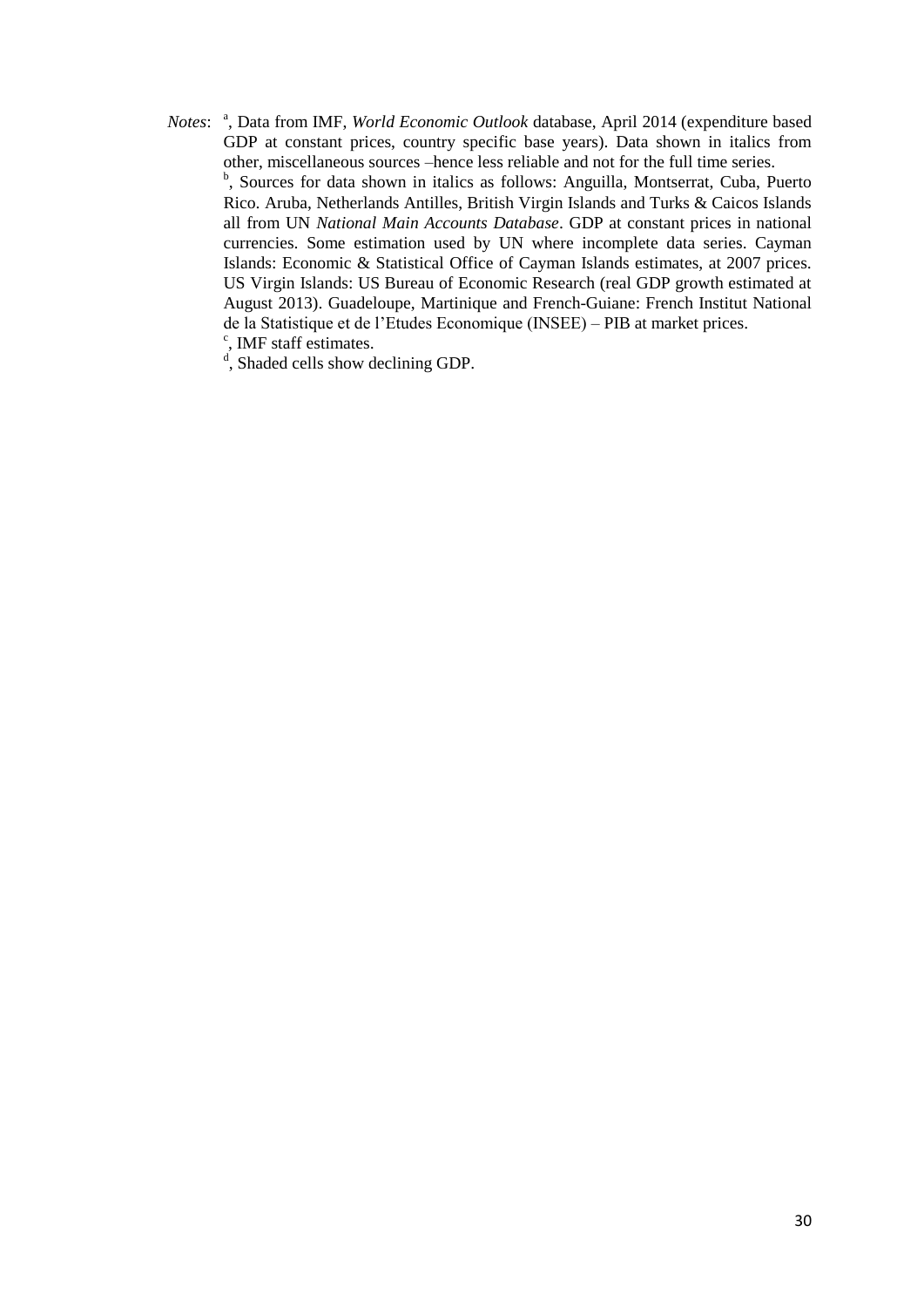*Notes*: [a], Data from IMF, *World Economic Outlook* database, April 2014 (expenditure based GDP at constant prices, country specific base years). Data shown in italics from other, miscellaneous sources –hence less reliable and not for the full time series.

[b], Sources for data shown in italics as follows: Anguilla, Montserrat, Cuba, Puerto Rico. Aruba, Netherlands Antilles, British Virgin Islands and Turks & Caicos Islands all from UN *National Main Accounts Database*. GDP at constant prices in national currencies. Some estimation used by UN where incomplete data series. Cayman Islands: Economic & Statistical Office of Cayman Islands estimates, at 2007 prices. US Virgin Islands: US Bureau of Economic Research (real GDP growth estimated at August 2013). Guadeloupe, Martinique and French-Guiane: French Institut National de la Statistique et de l'Etudes Economique (INSEE) – PIB at market prices.

[c], IMF staff estimates.

[d], Shaded cells show declining GDP.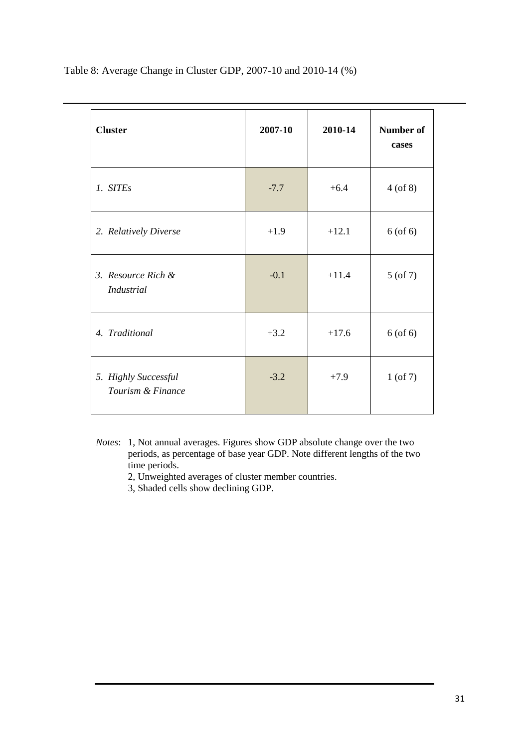Table 8: Average Change in Cluster GDP, 2007-10 and 2010-14 (%)

| **Cluster** | **2007-10** | **2010-14** | **Number of cases** |
|---|---|---|---|
| *1. SITEs* | -7.7 | +6.4 | 4 (of 8) |
| *2. Relatively Diverse* | +1.9 | +12.1 | 6 (of 6) |
| *3. Resource Rich & Industrial* | -0.1 | +11.4 | 5 (of 7) |
| *4. Traditional* | +3.2 | +17.6 | 6 (of 6) |
| *5. Highly Successful Tourism & Finance* | -3.2 | +7.9 | 1 (of 7) |

*Notes*: 1, Not annual averages. Figures show GDP absolute change over the two periods, as percentage of base year GDP. Note different lengths of the two time periods.

2, Unweighted averages of cluster member countries.

3, Shaded cells show declining GDP.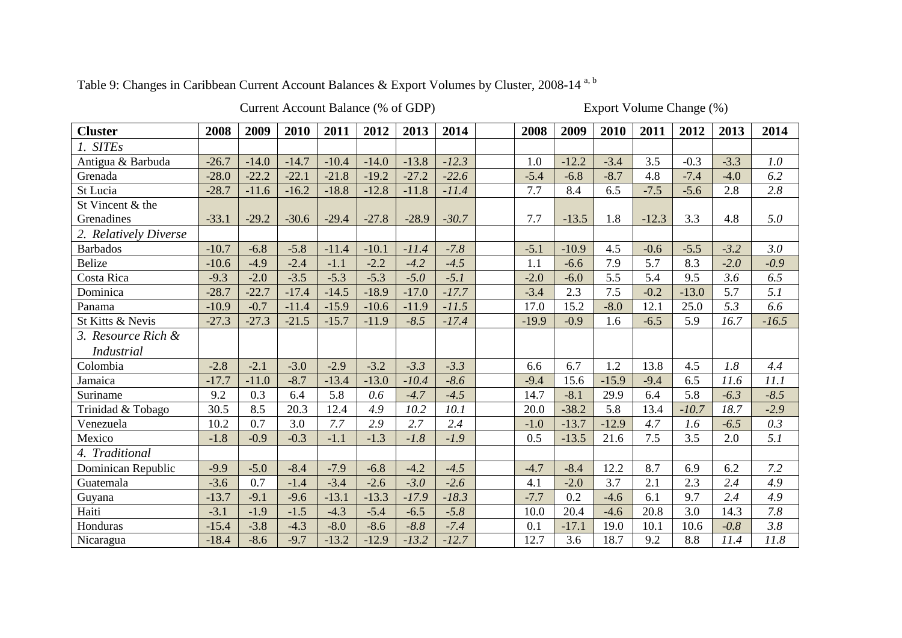Table 9: Changes in Caribbean Current Account Balances & Export Volumes by Cluster, 2008-14 [a, b]

| Cluster | Current Account Balance (% of GDP) | | | | | | | | Export Volume Change (%) | | | | | | |
|---|---|---|---|---|---|---|---|---|---|---|---|---|---|---|---|
| | 2008 | 2009 | 2010 | 2011 | 2012 | 2013 | 2014 | | 2008 | 2009 | 2010 | 2011 | 2012 | 2013 | 2014 |
| *1. SITEs* | | | | | | | | | | | | | | | |
| Antigua & Barbuda | -26.7 | -14.0 | -14.7 | -10.4 | -14.0 | -13.8 | *-12.3* | | 1.0 | -12.2 | -3.4 | 3.5 | -0.3 | -3.3 | *1.0* |
| Grenada | -28.0 | -22.2 | -22.1 | -21.8 | -19.2 | -27.2 | *-22.6* | | -5.4 | -6.8 | -8.7 | 4.8 | -7.4 | -4.0 | *6.2* |
| St Lucia | -28.7 | -11.6 | -16.2 | -18.8 | -12.8 | -11.8 | *-11.4* | | 7.7 | 8.4 | 6.5 | -7.5 | -5.6 | 2.8 | *2.8* |
| St Vincent & the Grenadines | -33.1 | -29.2 | -30.6 | -29.4 | -27.8 | -28.9 | *-30.7* | | 7.7 | -13.5 | 1.8 | -12.3 | 3.3 | 4.8 | *5.0* |
| *2. Relatively Diverse* | | | | | | | | | | | | | | | |
| Barbados | -10.7 | -6.8 | -5.8 | -11.4 | -10.1 | *-11.4* | *-7.8* | | -5.1 | -10.9 | 4.5 | -0.6 | -5.5 | *-3.2* | *3.0* |
| Belize | -10.6 | -4.9 | -2.4 | -1.1 | -2.2 | *-4.2* | *-4.5* | | 1.1 | -6.6 | 7.9 | 5.7 | 8.3 | *-2.0* | *-0.9* |
| Costa Rica | -9.3 | -2.0 | -3.5 | -5.3 | -5.3 | *-5.0* | *-5.1* | | -2.0 | -6.0 | 5.5 | 5.4 | 9.5 | *3.6* | *6.5* |
| Dominica | -28.7 | -22.7 | -17.4 | -14.5 | -18.9 | -17.0 | *-17.7* | | -3.4 | 2.3 | 7.5 | -0.2 | -13.0 | 5.7 | *5.1* |
| Panama | -10.9 | -0.7 | -11.4 | -15.9 | -10.6 | -11.9 | *-11.5* | | 17.0 | 15.2 | -8.0 | 12.1 | 25.0 | *5.3* | *6.6* |
| St Kitts & Nevis | -27.3 | -27.3 | -21.5 | -15.7 | -11.9 | *-8.5* | *-17.4* | | -19.9 | -0.9 | 1.6 | -6.5 | 5.9 | *16.7* | *-16.5* |
| *3. Resource Rich & Industrial* | | | | | | | | | | | | | | | |
| Colombia | -2.8 | -2.1 | -3.0 | -2.9 | -3.2 | *-3.3* | *-3.3* | | 6.6 | 6.7 | 1.2 | 13.8 | 4.5 | *1.8* | *4.4* |
| Jamaica | -17.7 | -11.0 | -8.7 | -13.4 | -13.0 | *-10.4* | *-8.6* | | -9.4 | 15.6 | -15.9 | -9.4 | 6.5 | *11.6* | *11.1* |
| Suriname | 9.2 | 0.3 | 6.4 | 5.8 | *0.6* | *-4.7* | *-4.5* | | 14.7 | -8.1 | 29.9 | 6.4 | 5.8 | *-6.3* | *-8.5* |
| Trinidad & Tobago | 30.5 | 8.5 | 20.3 | 12.4 | *4.9* | *10.2* | *10.1* | | 20.0 | -38.2 | 5.8 | 13.4 | *-10.7* | *18.7* | *-2.9* |
| Venezuela | 10.2 | 0.7 | 3.0 | *7.7* | *2.9* | *2.7* | *2.4* | | -1.0 | -13.7 | -12.9 | *4.7* | *1.6* | *-6.5* | *0.3* |
| Mexico | -1.8 | -0.9 | -0.3 | -1.1 | -1.3 | *-1.8* | *-1.9* | | 0.5 | -13.5 | 21.6 | 7.5 | 3.5 | 2.0 | *5.1* |
| *4. Traditional* | | | | | | | | | | | | | | | |
| Dominican Republic | -9.9 | -5.0 | -8.4 | -7.9 | -6.8 | -4.2 | *-4.5* | | -4.7 | -8.4 | 12.2 | 8.7 | 6.9 | 6.2 | *7.2* |
| Guatemala | -3.6 | 0.7 | -1.4 | -3.4 | -2.6 | *-3.0* | *-2.6* | | 4.1 | -2.0 | 3.7 | 2.1 | 2.3 | *2.4* | *4.9* |
| Guyana | -13.7 | -9.1 | -9.6 | -13.1 | -13.3 | *-17.9* | *-18.3* | | -7.7 | 0.2 | -4.6 | 6.1 | 9.7 | *2.4* | *4.9* |
| Haiti | -3.1 | -1.9 | -1.5 | -4.3 | -5.4 | *-6.5* | *-5.8* | | 10.0 | 20.4 | -4.6 | 20.8 | 3.0 | 14.3 | *7.8* |
| Honduras | -15.4 | -3.8 | -4.3 | -8.0 | -8.6 | *-8.8* | *-7.4* | | 0.1 | -17.1 | 19.0 | 10.1 | 10.6 | *-0.8* | *3.8* |
| Nicaragua | -18.4 | -8.6 | -9.7 | -13.2 | -12.9 | *-13.2* | *-12.7* | | 12.7 | 3.6 | 18.7 | 9.2 | 8.8 | *11.4* | *11.8* |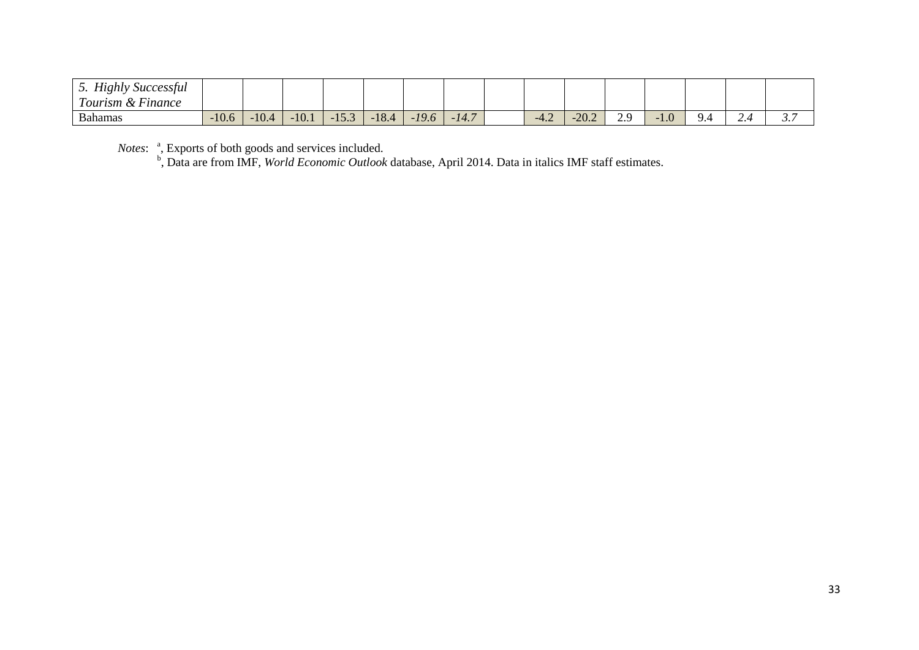| *5. Highly Successful Tourism & Finance* | | | | | | | | | | | | | | | |
|---|---|---|---|---|---|---|---|---|---|---|---|---|---|---|---|
| Bahamas | -10.6 | -10.4 | -10.1 | -15.3 | -18.4 | *-19.6* | *-14.7* | | -4.2 | -20.2 | 2.9 | -1.0 | 9.4 | *2.4* | *3.7* |

*Notes*: [a], Exports of both goods and services included.
[b], Data are from IMF, *World Economic Outlook* database, April 2014. Data in italics IMF staff estimates.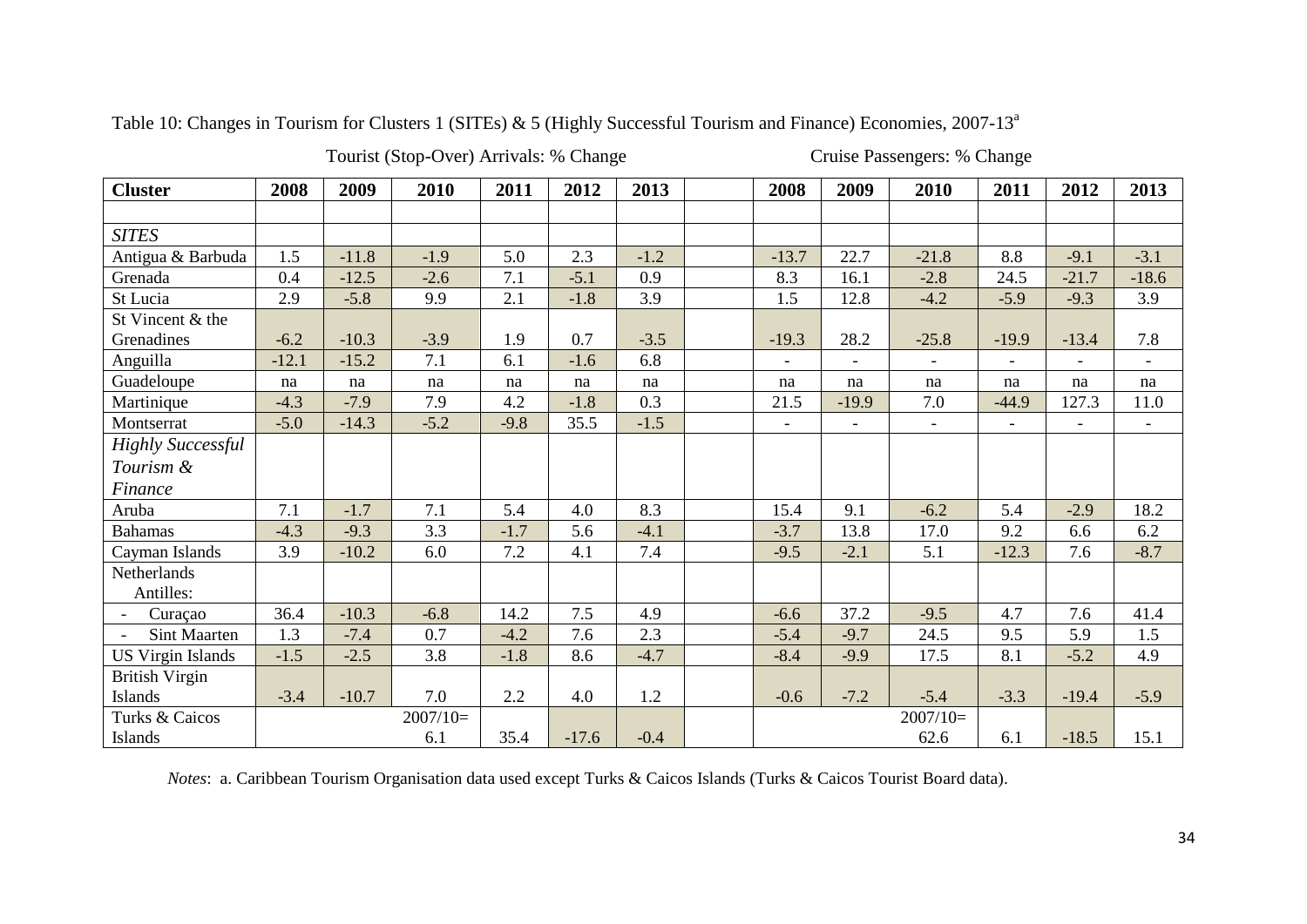Table 10: Changes in Tourism for Clusters 1 (SITEs) & 5 (Highly Successful Tourism and Finance) Economies, 2007-13[a]

| | Tourist (Stop-Over) Arrivals: % Change | | | | | | | Cruise Passengers: % Change | | | | | |
|---|---|---|---|---|---|---|---|---|---|---|---|---|---|
| **Cluster** | **2008** | **2009** | **2010** | **2011** | **2012** | **2013** | | **2008** | **2009** | **2010** | **2011** | **2012** | **2013** |
| | | | | | | | | | | | | | |
| *SITES* | | | | | | | | | | | | | |
| Antigua & Barbuda | 1.5 | -11.8 | -1.9 | 5.0 | 2.3 | -1.2 | | -13.7 | 22.7 | -21.8 | 8.8 | -9.1 | -3.1 |
| Grenada | 0.4 | -12.5 | -2.6 | 7.1 | -5.1 | 0.9 | | 8.3 | 16.1 | -2.8 | 24.5 | -21.7 | -18.6 |
| St Lucia | 2.9 | -5.8 | 9.9 | 2.1 | -1.8 | 3.9 | | 1.5 | 12.8 | -4.2 | -5.9 | -9.3 | 3.9 |
| St Vincent & the Grenadines | -6.2 | -10.3 | -3.9 | 1.9 | 0.7 | -3.5 | | -19.3 | 28.2 | -25.8 | -19.9 | -13.4 | 7.8 |
| Anguilla | -12.1 | -15.2 | 7.1 | 6.1 | -1.6 | 6.8 | | - | - | - | - | - | - |
| Guadeloupe | na | na | na | na | na | na | | na | na | na | na | na | na |
| Martinique | -4.3 | -7.9 | 7.9 | 4.2 | -1.8 | 0.3 | | 21.5 | -19.9 | 7.0 | -44.9 | 127.3 | 11.0 |
| Montserrat | -5.0 | -14.3 | -5.2 | -9.8 | 35.5 | -1.5 | | - | - | - | - | - | - |
| *Highly Successful Tourism & Finance* | | | | | | | | | | | | | |
| Aruba | 7.1 | -1.7 | 7.1 | 5.4 | 4.0 | 8.3 | | 15.4 | 9.1 | -6.2 | 5.4 | -2.9 | 18.2 |
| Bahamas | -4.3 | -9.3 | 3.3 | -1.7 | 5.6 | -4.1 | | -3.7 | 13.8 | 17.0 | 9.2 | 6.6 | 6.2 |
| Cayman Islands | 3.9 | -10.2 | 6.0 | 7.2 | 4.1 | 7.4 | | -9.5 | -2.1 | 5.1 | -12.3 | 7.6 | -8.7 |
| Netherlands Antilles: | | | | | | | | | | | | | |
| - Curaçao | 36.4 | -10.3 | -6.8 | 14.2 | 7.5 | 4.9 | | -6.6 | 37.2 | -9.5 | 4.7 | 7.6 | 41.4 |
| - Sint Maarten | 1.3 | -7.4 | 0.7 | -4.2 | 7.6 | 2.3 | | -5.4 | -9.7 | 24.5 | 9.5 | 5.9 | 1.5 |
| US Virgin Islands | -1.5 | -2.5 | 3.8 | -1.8 | 8.6 | -4.7 | | -8.4 | -9.9 | 17.5 | 8.1 | -5.2 | 4.9 |
| British Virgin Islands | -3.4 | -10.7 | 7.0 | 2.2 | 4.0 | 1.2 | | -0.6 | -7.2 | -5.4 | -3.3 | -19.4 | -5.9 |
| Turks & Caicos Islands | | | 2007/10= 6.1 | 35.4 | -17.6 | -0.4 | | | | 2007/10= 62.6 | 6.1 | -18.5 | 15.1 |

*Notes*: a. Caribbean Tourism Organisation data used except Turks & Caicos Islands (Turks & Caicos Tourist Board data).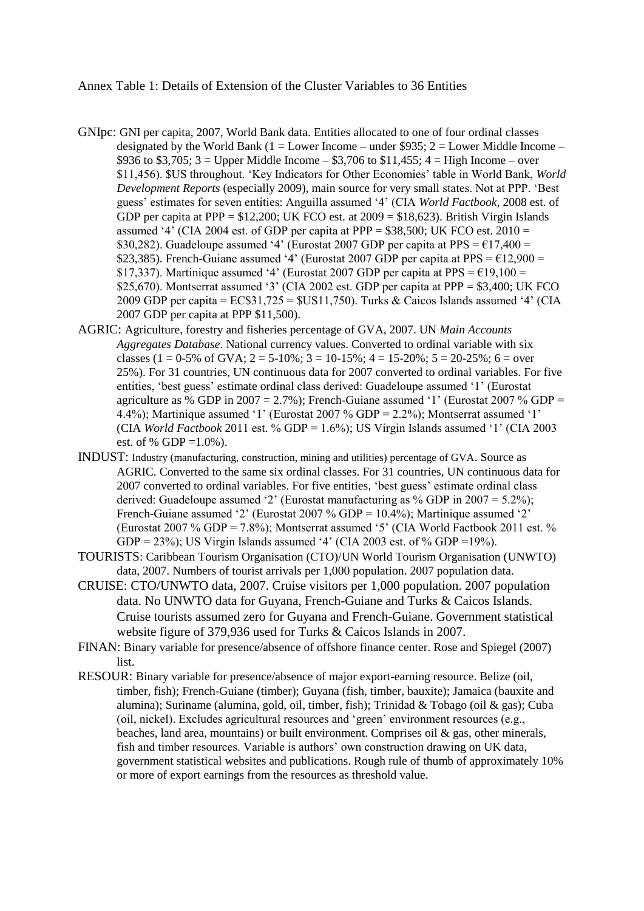Annex Table 1: Details of Extension of the Cluster Variables to 36 Entities

GNIpc: GNI per capita, 2007, World Bank data. Entities allocated to one of four ordinal classes designated by the World Bank (1 = Lower Income – under $935; 2 = Lower Middle Income – $936 to $3,705; 3 = Upper Middle Income – $3,706 to $11,455; 4 = High Income – over $11,456). $US throughout. 'Key Indicators for Other Economies' table in World Bank, *World Development Reports* (especially 2009), main source for very small states. Not at PPP. 'Best guess' estimates for seven entities: Anguilla assumed '4' (CIA *World Factbook*, 2008 est. of GDP per capita at PPP = $12,200; UK FCO est. at 2009 = $18,623). British Virgin Islands assumed '4' (CIA 2004 est. of GDP per capita at PPP = $38,500; UK FCO est. 2010 = $30,282). Guadeloupe assumed '4' (Eurostat 2007 GDP per capita at PPS = €17,400 = $23,385). French-Guiane assumed '4' (Eurostat 2007 GDP per capita at PPS = €12,900 = $17,337). Martinique assumed '4' (Eurostat 2007 GDP per capita at PPS = €19,100 = $25,670). Montserrat assumed '3' (CIA 2002 est. GDP per capita at PPP = $3,400; UK FCO 2009 GDP per capita = EC$31,725 = $US11,750). Turks & Caicos Islands assumed '4' (CIA 2007 GDP per capita at PPP $11,500).

AGRIC: Agriculture, forestry and fisheries percentage of GVA, 2007. UN *Main Accounts Aggregates Database*. National currency values. Converted to ordinal variable with six classes (1 = 0-5% of GVA; 2 = 5-10%; 3 = 10-15%; 4 = 15-20%; 5 = 20-25%; 6 = over 25%). For 31 countries, UN continuous data for 2007 converted to ordinal variables. For five entities, 'best guess' estimate ordinal class derived: Guadeloupe assumed '1' (Eurostat agriculture as % GDP in 2007 = 2.7%); French-Guiane assumed '1' (Eurostat 2007 % GDP = 4.4%); Martinique assumed '1' (Eurostat 2007 % GDP = 2.2%); Montserrat assumed '1' (CIA *World Factbook* 2011 est. % GDP = 1.6%); US Virgin Islands assumed '1' (CIA 2003 est. of % GDP =1.0%).

INDUST: Industry (manufacturing, construction, mining and utilities) percentage of GVA. Source as AGRIC. Converted to the same six ordinal classes. For 31 countries, UN continuous data for 2007 converted to ordinal variables. For five entities, 'best guess' estimate ordinal class derived: Guadeloupe assumed '2' (Eurostat manufacturing as % GDP in 2007 = 5.2%); French-Guiane assumed '2' (Eurostat 2007 % GDP = 10.4%); Martinique assumed '2' (Eurostat 2007 % GDP = 7.8%); Montserrat assumed '5' (CIA World Factbook 2011 est. % GDP = 23%); US Virgin Islands assumed '4' (CIA 2003 est. of % GDP =19%).

TOURISTS: Caribbean Tourism Organisation (CTO)/UN World Tourism Organisation (UNWTO) data, 2007. Numbers of tourist arrivals per 1,000 population. 2007 population data.

CRUISE: CTO/UNWTO data, 2007. Cruise visitors per 1,000 population. 2007 population data. No UNWTO data for Guyana, French-Guiane and Turks & Caicos Islands. Cruise tourists assumed zero for Guyana and French-Guiane. Government statistical website figure of 379,936 used for Turks & Caicos Islands in 2007.

FINAN: Binary variable for presence/absence of offshore finance center. Rose and Spiegel (2007) list.

RESOUR: Binary variable for presence/absence of major export-earning resource. Belize (oil, timber, fish); French-Guiane (timber); Guyana (fish, timber, bauxite); Jamaica (bauxite and alumina); Suriname (alumina, gold, oil, timber, fish); Trinidad & Tobago (oil & gas); Cuba (oil, nickel). Excludes agricultural resources and 'green' environment resources (e.g., beaches, land area, mountains) or built environment. Comprises oil & gas, other minerals, fish and timber resources. Variable is authors' own construction drawing on UK data, government statistical websites and publications. Rough rule of thumb of approximately 10% or more of export earnings from the resources as threshold value.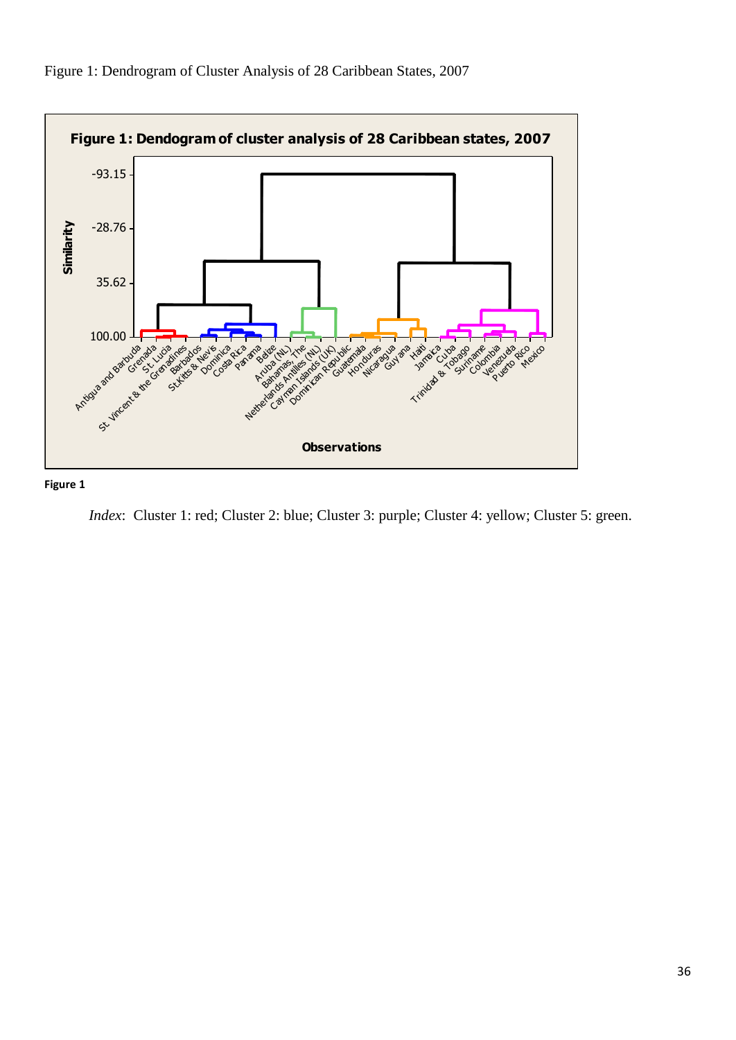Figure 1: Dendrogram of Cluster Analysis of 28 Caribbean States, 2007

**Figure 1**

*Index*: Cluster 1: red; Cluster 2: blue; Cluster 3: purple; Cluster 4: yellow; Cluster 5: green.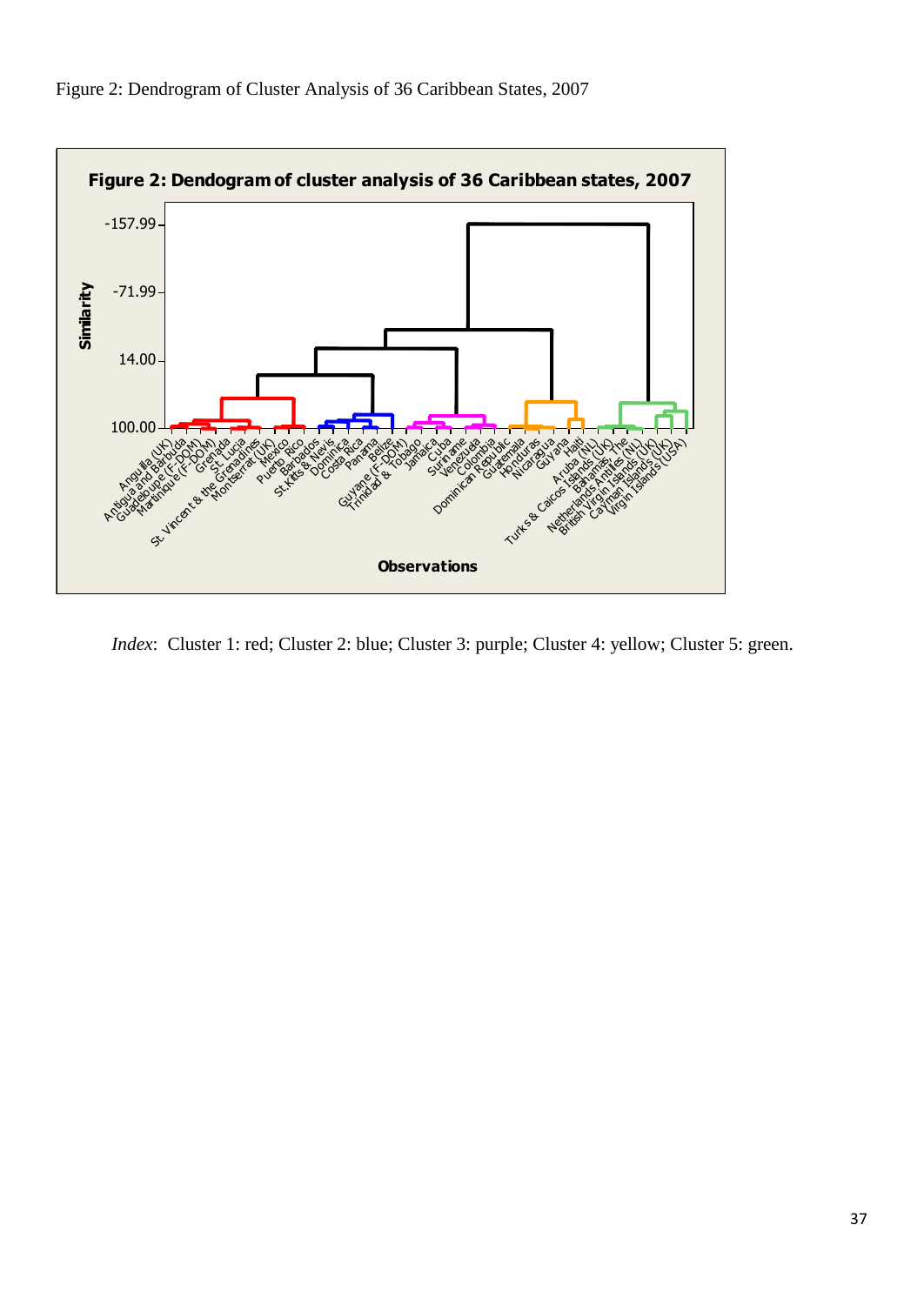Figure 2: Dendrogram of Cluster Analysis of 36 Caribbean States, 2007

**Figure 2: Dendogram of cluster analysis of 36 Caribbean states, 2007**

Similarity

-157.99

-71.99

14.00

100.00

Anguilla (UK)
Antigua and Barbuda
Guadeloupe (F-DOM)
Martinique (F-DOM)
Grenada
St. Lucia
St. Vincent & the Grenadines
Montserrat (UK)
Mexico
Puerto Rico
Barbados
St.Kitts & Nevis
Dominica
Costa Rica
Panama
Belize
Guyane (F-DOM)
Trinidad & Tobago
Jamaica
Cuba
Suriname
Venezuela
Colombia
Dominican Republic
Guatemala
Honduras
Nicaragua
Guyana
Haiti
Aruba (NL)
Turks & Caicos Islands (UK)
Bahamas, The
Netherlands Antilles (NL)
British Virgin Islands (UK)
Cayman Islands (UK)
Virgin Islands (USA)

Observations

*Index*: Cluster 1: red; Cluster 2: blue; Cluster 3: purple; Cluster 4: yellow; Cluster 5: green.